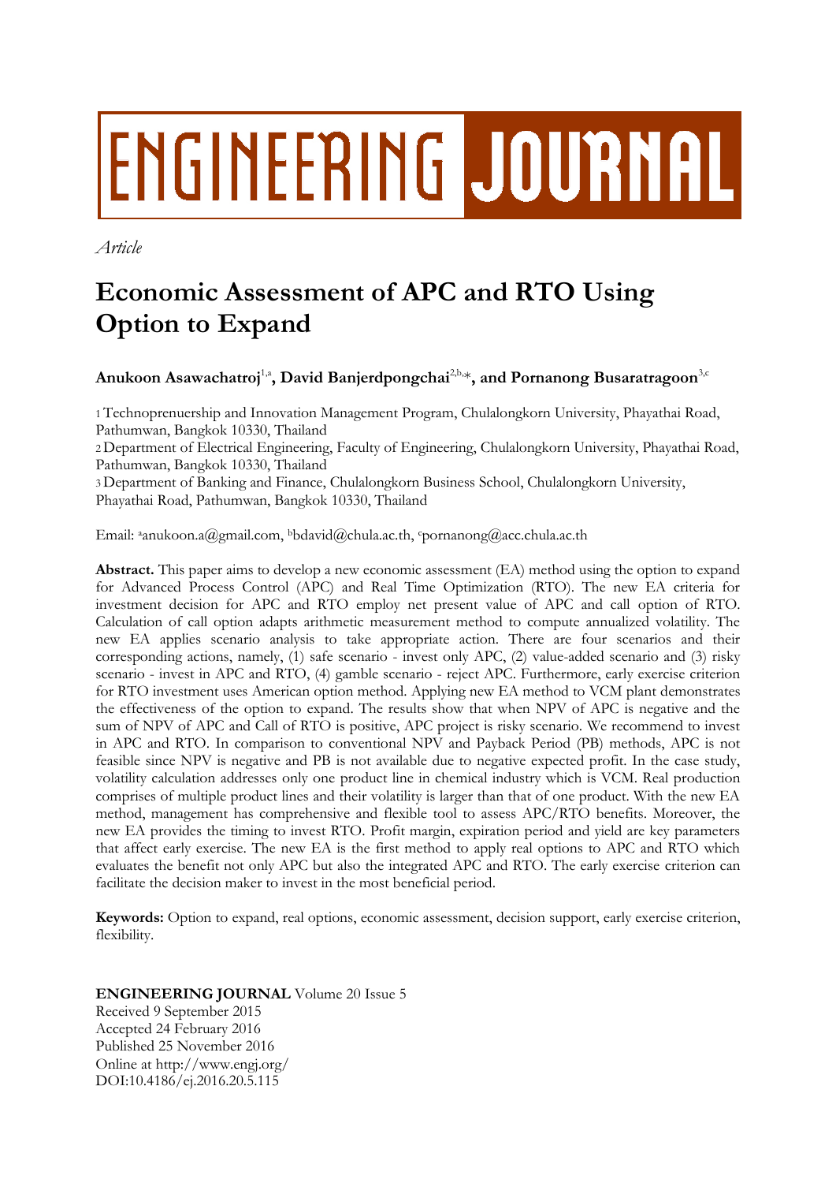# ENGINEERING JOURNAL

*Article*

# Economic Assessment of APC and RTO Using Option to Expand

**Anukoon Asawachatroj**[1,a]**, David Banjerdpongchai**[2,b,*]**, and Pornanong Busaratragoon**[3,c]

1 Technoprenuership and Innovation Management Program, Chulalongkorn University, Phayathai Road, Pathumwan, Bangkok 10330, Thailand
2 Department of Electrical Engineering, Faculty of Engineering, Chulalongkorn University, Phayathai Road, Pathumwan, Bangkok 10330, Thailand
3 Department of Banking and Finance, Chulalongkorn Business School, Chulalongkorn University, Phayathai Road, Pathumwan, Bangkok 10330, Thailand

Email: [a]anukoon.a@gmail.com, [b]bdavid@chula.ac.th, [c]pornanong@acc.chula.ac.th

**Abstract.** This paper aims to develop a new economic assessment (EA) method using the option to expand for Advanced Process Control (APC) and Real Time Optimization (RTO). The new EA criteria for investment decision for APC and RTO employ net present value of APC and call option of RTO. Calculation of call option adapts arithmetic measurement method to compute annualized volatility. The new EA applies scenario analysis to take appropriate action. There are four scenarios and their corresponding actions, namely, (1) safe scenario - invest only APC, (2) value-added scenario and (3) risky scenario - invest in APC and RTO, (4) gamble scenario - reject APC. Furthermore, early exercise criterion for RTO investment uses American option method. Applying new EA method to VCM plant demonstrates the effectiveness of the option to expand. The results show that when NPV of APC is negative and the sum of NPV of APC and Call of RTO is positive, APC project is risky scenario. We recommend to invest in APC and RTO. In comparison to conventional NPV and Payback Period (PB) methods, APC is not feasible since NPV is negative and PB is not available due to negative expected profit. In the case study, volatility calculation addresses only one product line in chemical industry which is VCM. Real production comprises of multiple product lines and their volatility is larger than that of one product. With the new EA method, management has comprehensive and flexible tool to assess APC/RTO benefits. Moreover, the new EA provides the timing to invest RTO. Profit margin, expiration period and yield are key parameters that affect early exercise. The new EA is the first method to apply real options to APC and RTO which evaluates the benefit not only APC but also the integrated APC and RTO. The early exercise criterion can facilitate the decision maker to invest in the most beneficial period.

**Keywords:** Option to expand, real options, economic assessment, decision support, early exercise criterion, flexibility.

**ENGINEERING JOURNAL** Volume 20 Issue 5
Received 9 September 2015
Accepted 24 February 2016
Published 25 November 2016
Online at http://www.engj.org/
DOI:10.4186/ej.2016.20.5.115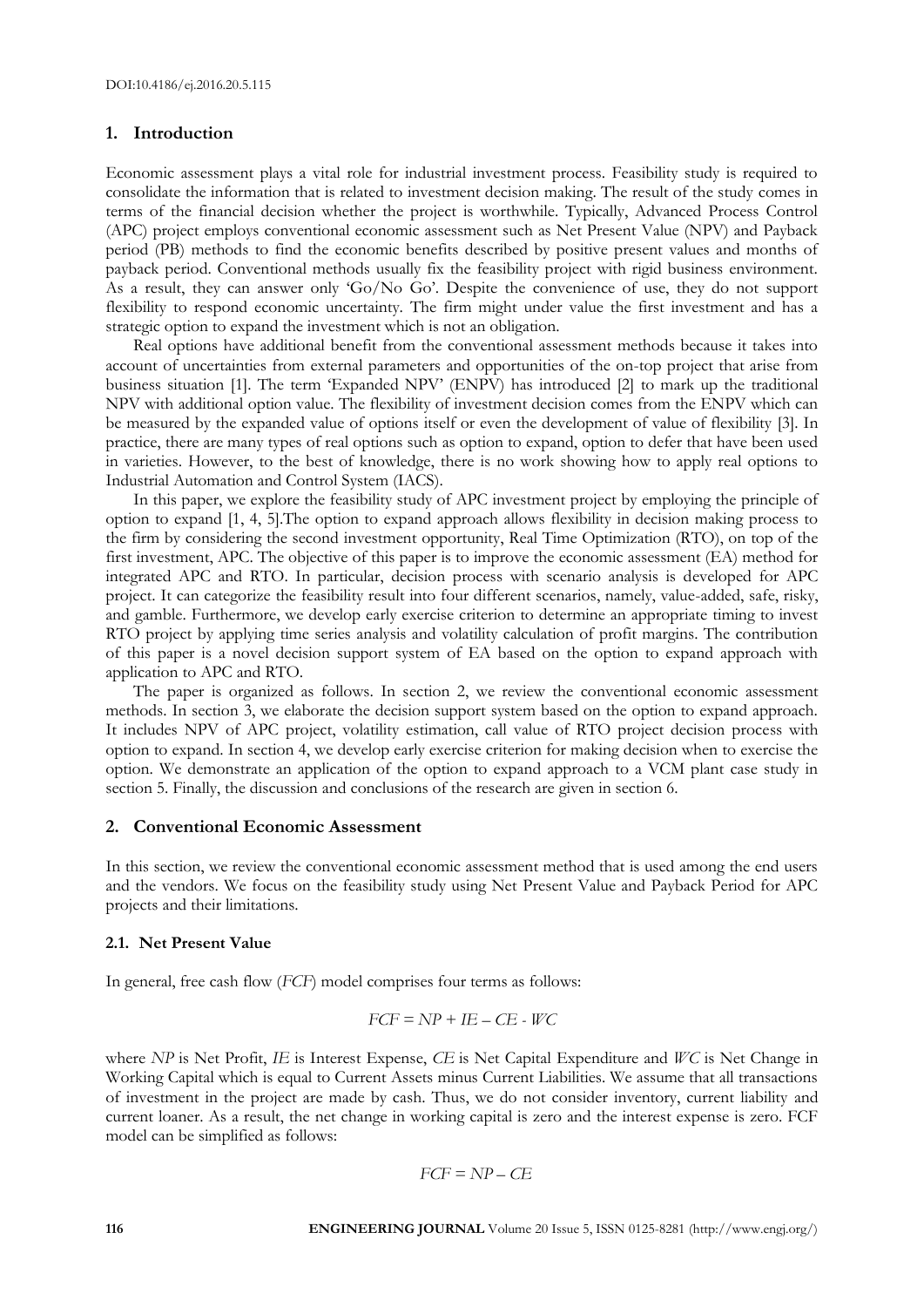## 1. Introduction

Economic assessment plays a vital role for industrial investment process. Feasibility study is required to consolidate the information that is related to investment decision making. The result of the study comes in terms of the financial decision whether the project is worthwhile. Typically, Advanced Process Control (APC) project employs conventional economic assessment such as Net Present Value (NPV) and Payback period (PB) methods to find the economic benefits described by positive present values and months of payback period. Conventional methods usually fix the feasibility project with rigid business environment. As a result, they can answer only 'Go/No Go'. Despite the convenience of use, they do not support flexibility to respond economic uncertainty. The firm might under value the first investment and has a strategic option to expand the investment which is not an obligation.

Real options have additional benefit from the conventional assessment methods because it takes into account of uncertainties from external parameters and opportunities of the on-top project that arise from business situation [1]. The term 'Expanded NPV' (ENPV) has introduced [2] to mark up the traditional NPV with additional option value. The flexibility of investment decision comes from the ENPV which can be measured by the expanded value of options itself or even the development of value of flexibility [3]. In practice, there are many types of real options such as option to expand, option to defer that have been used in varieties. However, to the best of knowledge, there is no work showing how to apply real options to Industrial Automation and Control System (IACS).

In this paper, we explore the feasibility study of APC investment project by employing the principle of option to expand [1, 4, 5].The option to expand approach allows flexibility in decision making process to the firm by considering the second investment opportunity, Real Time Optimization (RTO), on top of the first investment, APC. The objective of this paper is to improve the economic assessment (EA) method for integrated APC and RTO. In particular, decision process with scenario analysis is developed for APC project. It can categorize the feasibility result into four different scenarios, namely, value-added, safe, risky, and gamble. Furthermore, we develop early exercise criterion to determine an appropriate timing to invest RTO project by applying time series analysis and volatility calculation of profit margins. The contribution of this paper is a novel decision support system of EA based on the option to expand approach with application to APC and RTO.

The paper is organized as follows. In section 2, we review the conventional economic assessment methods. In section 3, we elaborate the decision support system based on the option to expand approach. It includes NPV of APC project, volatility estimation, call value of RTO project decision process with option to expand. In section 4, we develop early exercise criterion for making decision when to exercise the option. We demonstrate an application of the option to expand approach to a VCM plant case study in section 5. Finally, the discussion and conclusions of the research are given in section 6.

## 2. Conventional Economic Assessment

In this section, we review the conventional economic assessment method that is used among the end users and the vendors. We focus on the feasibility study using Net Present Value and Payback Period for APC projects and their limitations.

### 2.1. Net Present Value

In general, free cash flow (*FCF*) model comprises four terms as follows:

$$FCF = NP + IE - CE - WC$$

where *NP* is Net Profit, *IE* is Interest Expense, *CE* is Net Capital Expenditure and *WC* is Net Change in Working Capital which is equal to Current Assets minus Current Liabilities. We assume that all transactions of investment in the project are made by cash. Thus, we do not consider inventory, current liability and current loaner. As a result, the net change in working capital is zero and the interest expense is zero. FCF model can be simplified as follows:

$$FCF = NP - CE$$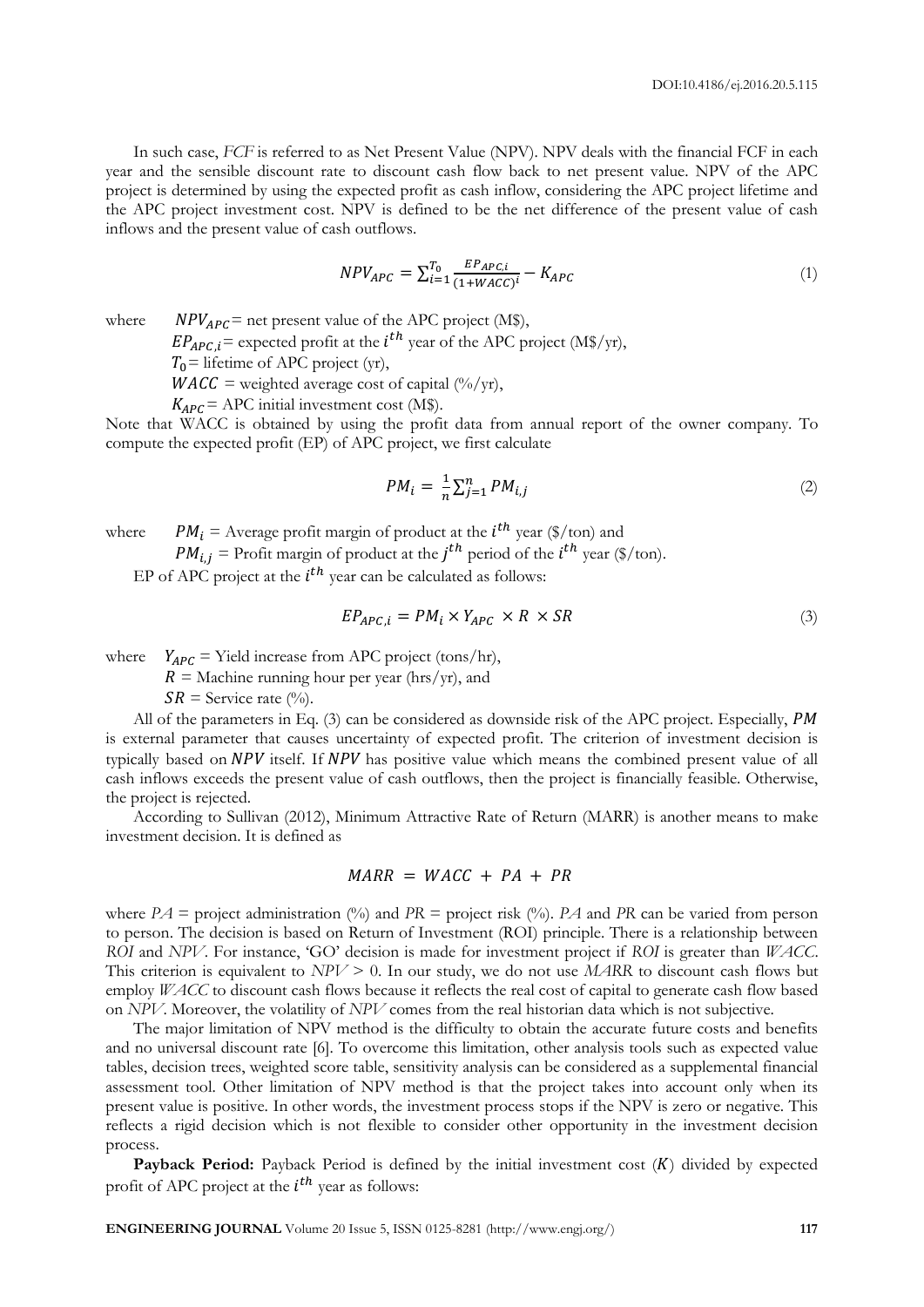In such case, *FCF* is referred to as Net Present Value (NPV). NPV deals with the financial FCF in each year and the sensible discount rate to discount cash flow back to net present value. NPV of the APC project is determined by using the expected profit as cash inflow, considering the APC project lifetime and the APC project investment cost. NPV is defined to be the net difference of the present value of cash inflows and the present value of cash outflows.

$$NPV_{APC} = \sum_{i=1}^{T_0} \frac{EP_{APC,i}}{(1+WACC)^i} - K_{APC} \tag{1}$$

where $NPV_{APC}$ = net present value of the APC project (M\$),
$EP_{APC,i}$ = expected profit at the $i^{th}$ year of the APC project (M\$/yr),
$T_0$ = lifetime of APC project (yr),
$WACC$ = weighted average cost of capital (%/yr),
$K_{APC}$ = APC initial investment cost (M\$).

Note that WACC is obtained by using the profit data from annual report of the owner company. To compute the expected profit (EP) of APC project, we first calculate

$$PM_i = \frac{1}{n}\sum_{j=1}^{n} PM_{i,j} \tag{2}$$

where $PM_i$ = Average profit margin of product at the $i^{th}$ year (\$/ton) and
$PM_{i,j}$ = Profit margin of product at the $j^{th}$ period of the $i^{th}$ year (\$/ton).

EP of APC project at the $i^{th}$ year can be calculated as follows:

$$EP_{APC,i} = PM_i \times Y_{APC} \times R \times SR \tag{3}$$

where $Y_{APC}$ = Yield increase from APC project (tons/hr),
$R$ = Machine running hour per year (hrs/yr), and
$SR$ = Service rate (%).

All of the parameters in Eq. (3) can be considered as downside risk of the APC project. Especially, $PM$ is external parameter that causes uncertainty of expected profit. The criterion of investment decision is typically based on $NPV$ itself. If $NPV$ has positive value which means the combined present value of all cash inflows exceeds the present value of cash outflows, then the project is financially feasible. Otherwise, the project is rejected.

According to Sullivan (2012), Minimum Attractive Rate of Return (MARR) is another means to make investment decision. It is defined as

$$MARR = WACC + PA + PR$$

where *PA* = project administration (%) and *PR* = project risk (%). *PA* and *PR* can be varied from person to person. The decision is based on Return of Investment (ROI) principle. There is a relationship between *ROI* and *NPV*. For instance, 'GO' decision is made for investment project if *ROI* is greater than *WACC*. This criterion is equivalent to $NPV > 0$. In our study, we do not use *MARR* to discount cash flows but employ *WACC* to discount cash flows because it reflects the real cost of capital to generate cash flow based on *NPV*. Moreover, the volatility of *NPV* comes from the real historian data which is not subjective.

The major limitation of NPV method is the difficulty to obtain the accurate future costs and benefits and no universal discount rate [6]. To overcome this limitation, other analysis tools such as expected value tables, decision trees, weighted score table, sensitivity analysis can be considered as a supplemental financial assessment tool. Other limitation of NPV method is that the project takes into account only when its present value is positive. In other words, the investment process stops if the NPV is zero or negative. This reflects a rigid decision which is not flexible to consider other opportunity in the investment decision process.

**Payback Period:** Payback Period is defined by the initial investment cost ($K$) divided by expected profit of APC project at the $i^{th}$ year as follows: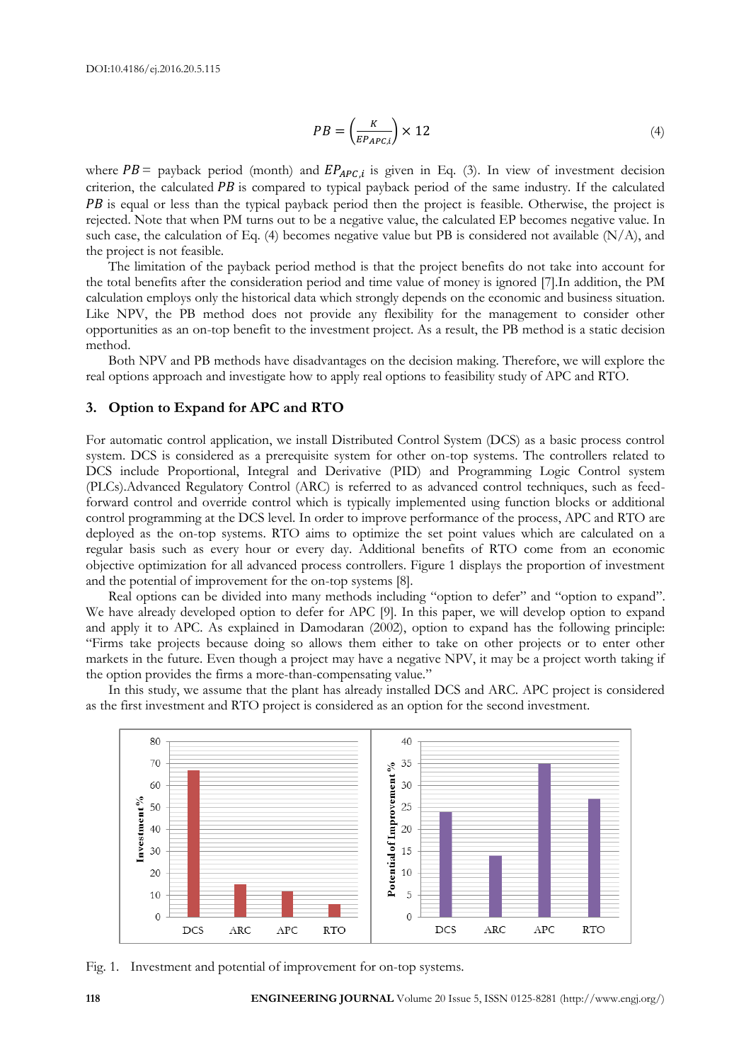$$PB = \left(\frac{K}{EP_{APC,i}}\right) \times 12 \tag{4}$$

where $PB$ = payback period (month) and $EP_{APC,i}$ is given in Eq. (3). In view of investment decision criterion, the calculated $PB$ is compared to typical payback period of the same industry. If the calculated $PB$ is equal or less than the typical payback period then the project is feasible. Otherwise, the project is rejected. Note that when PM turns out to be a negative value, the calculated EP becomes negative value. In such case, the calculation of Eq. (4) becomes negative value but PB is considered not available (N/A), and the project is not feasible.

The limitation of the payback period method is that the project benefits do not take into account for the total benefits after the consideration period and time value of money is ignored [7].In addition, the PM calculation employs only the historical data which strongly depends on the economic and business situation. Like NPV, the PB method does not provide any flexibility for the management to consider other opportunities as an on-top benefit to the investment project. As a result, the PB method is a static decision method.

Both NPV and PB methods have disadvantages on the decision making. Therefore, we will explore the real options approach and investigate how to apply real options to feasibility study of APC and RTO.

## 3. Option to Expand for APC and RTO

For automatic control application, we install Distributed Control System (DCS) as a basic process control system. DCS is considered as a prerequisite system for other on-top systems. The controllers related to DCS include Proportional, Integral and Derivative (PID) and Programming Logic Control system (PLCs).Advanced Regulatory Control (ARC) is referred to as advanced control techniques, such as feed-forward control and override control which is typically implemented using function blocks or additional control programming at the DCS level. In order to improve performance of the process, APC and RTO are deployed as the on-top systems. RTO aims to optimize the set point values which are calculated on a regular basis such as every hour or every day. Additional benefits of RTO come from an economic objective optimization for all advanced process controllers. Figure 1 displays the proportion of investment and the potential of improvement for the on-top systems [8].

Real options can be divided into many methods including "option to defer" and "option to expand". We have already developed option to defer for APC [9]. In this paper, we will develop option to expand and apply it to APC. As explained in Damodaran (2002), option to expand has the following principle: "Firms take projects because doing so allows them either to take on other projects or to enter other markets in the future. Even though a project may have a negative NPV, it may be a project worth taking if the option provides the firms a more-than-compensating value."

In this study, we assume that the plant has already installed DCS and ARC. APC project is considered as the first investment and RTO project is considered as an option for the second investment.

Fig. 1. Investment and potential of improvement for on-top systems.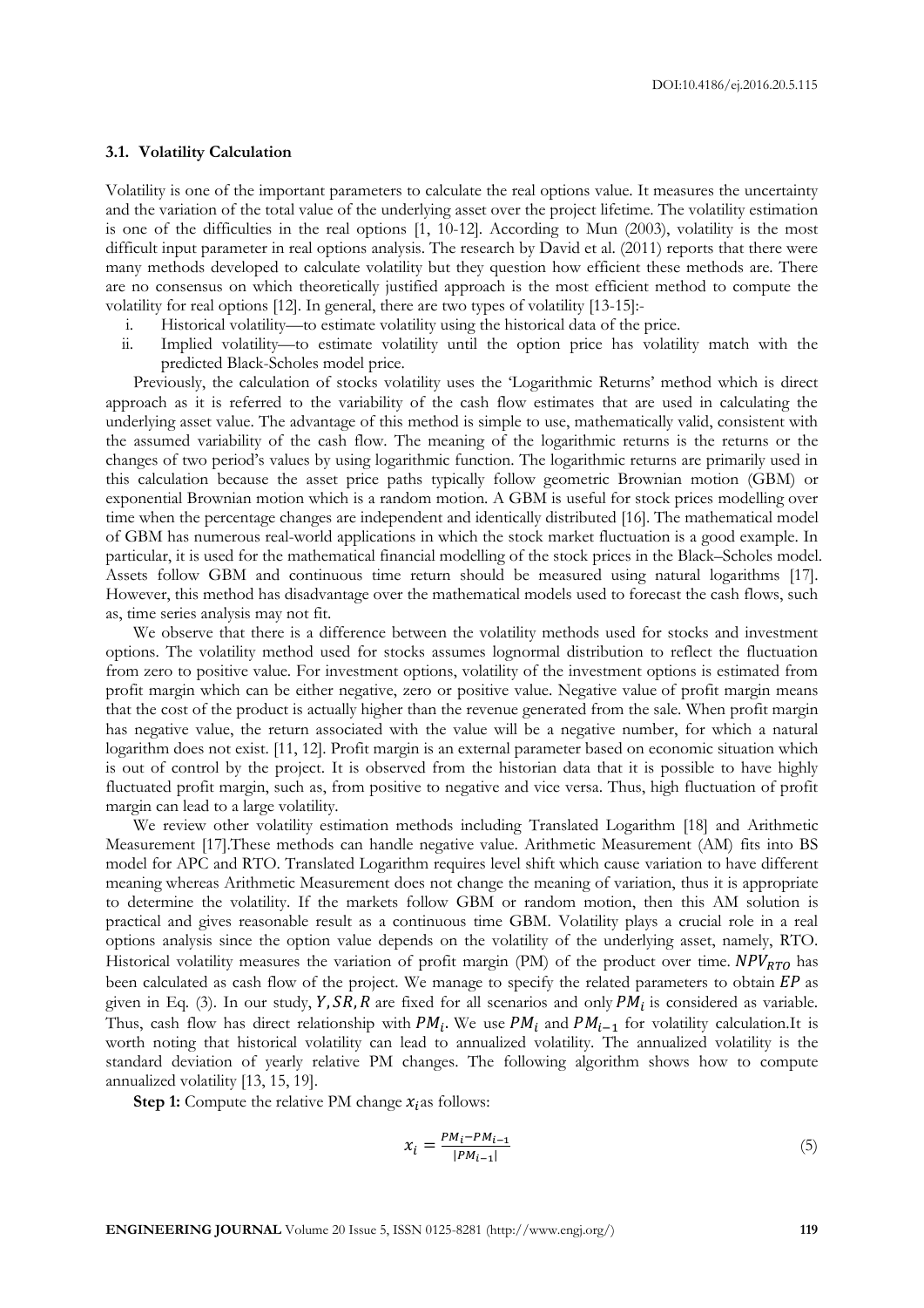### 3.1. Volatility Calculation

Volatility is one of the important parameters to calculate the real options value. It measures the uncertainty and the variation of the total value of the underlying asset over the project lifetime. The volatility estimation is one of the difficulties in the real options [1, 10-12]. According to Mun (2003), volatility is the most difficult input parameter in real options analysis. The research by David et al. (2011) reports that there were many methods developed to calculate volatility but they question how efficient these methods are. There are no consensus on which theoretically justified approach is the most efficient method to compute the volatility for real options [12]. In general, there are two types of volatility [13-15]:-

i. Historical volatility—to estimate volatility using the historical data of the price.
ii. Implied volatility—to estimate volatility until the option price has volatility match with the predicted Black-Scholes model price.

Previously, the calculation of stocks volatility uses the 'Logarithmic Returns' method which is direct approach as it is referred to the variability of the cash flow estimates that are used in calculating the underlying asset value. The advantage of this method is simple to use, mathematically valid, consistent with the assumed variability of the cash flow. The meaning of the logarithmic returns is the returns or the changes of two period's values by using logarithmic function. The logarithmic returns are primarily used in this calculation because the asset price paths typically follow geometric Brownian motion (GBM) or exponential Brownian motion which is a random motion. A GBM is useful for stock prices modelling over time when the percentage changes are independent and identically distributed [16]. The mathematical model of GBM has numerous real-world applications in which the stock market fluctuation is a good example. In particular, it is used for the mathematical financial modelling of the stock prices in the Black–Scholes model. Assets follow GBM and continuous time return should be measured using natural logarithms [17]. However, this method has disadvantage over the mathematical models used to forecast the cash flows, such as, time series analysis may not fit.

We observe that there is a difference between the volatility methods used for stocks and investment options. The volatility method used for stocks assumes lognormal distribution to reflect the fluctuation from zero to positive value. For investment options, volatility of the investment options is estimated from profit margin which can be either negative, zero or positive value. Negative value of profit margin means that the cost of the product is actually higher than the revenue generated from the sale. When profit margin has negative value, the return associated with the value will be a negative number, for which a natural logarithm does not exist. [11, 12]. Profit margin is an external parameter based on economic situation which is out of control by the project. It is observed from the historian data that it is possible to have highly fluctuated profit margin, such as, from positive to negative and vice versa. Thus, high fluctuation of profit margin can lead to a large volatility.

We review other volatility estimation methods including Translated Logarithm [18] and Arithmetic Measurement [17].These methods can handle negative value. Arithmetic Measurement (AM) fits into BS model for APC and RTO. Translated Logarithm requires level shift which cause variation to have different meaning whereas Arithmetic Measurement does not change the meaning of variation, thus it is appropriate to determine the volatility. If the markets follow GBM or random motion, then this AM solution is practical and gives reasonable result as a continuous time GBM. Volatility plays a crucial role in a real options analysis since the option value depends on the volatility of the underlying asset, namely, RTO. Historical volatility measures the variation of profit margin (PM) of the product over time. $NPV_{RTO}$ has been calculated as cash flow of the project. We manage to specify the related parameters to obtain $EP$ as given in Eq. (3). In our study, $Y, SR, R$ are fixed for all scenarios and only $PM_i$ is considered as variable. Thus, cash flow has direct relationship with $PM_i$. We use $PM_i$ and $PM_{i-1}$ for volatility calculation.It is worth noting that historical volatility can lead to annualized volatility. The annualized volatility is the standard deviation of yearly relative PM changes. The following algorithm shows how to compute annualized volatility [13, 15, 19].

**Step 1:** Compute the relative PM change $x_i$ as follows:

$$x_i = \frac{PM_i - PM_{i-1}}{|PM_{i-1}|} \tag{5}$$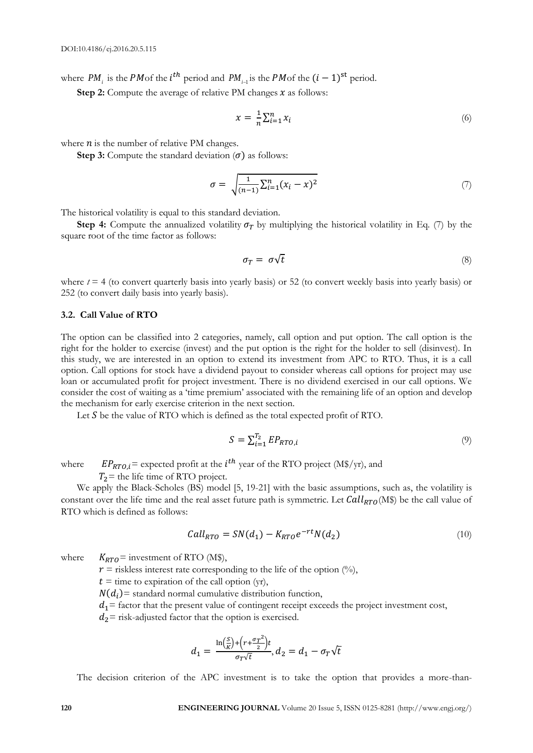where $PM_i$ is the $PM$ of the $i^{th}$ period and $PM_{i-1}$ is the $PM$ of the $(i-1)^{st}$ period.

**Step 2:** Compute the average of relative PM changes $x$ as follows:

$$x = \frac{1}{n}\sum_{i=1}^{n} x_i \tag{6}$$

where $n$ is the number of relative PM changes.

**Step 3:** Compute the standard deviation ($\sigma$) as follows:

$$\sigma = \sqrt{\frac{1}{(n-1)}\sum_{i=1}^{n}(x_i - x)^2} \tag{7}$$

The historical volatility is equal to this standard deviation.

**Step 4:** Compute the annualized volatility $\sigma_T$ by multiplying the historical volatility in Eq. (7) by the square root of the time factor as follows:

$$\sigma_T = \sigma\sqrt{t} \tag{8}$$

where $t = 4$ (to convert quarterly basis into yearly basis) or 52 (to convert weekly basis into yearly basis) or 252 (to convert daily basis into yearly basis).

### 3.2. Call Value of RTO

The option can be classified into 2 categories, namely, call option and put option. The call option is the right for the holder to exercise (invest) and the put option is the right for the holder to sell (disinvest). In this study, we are interested in an option to extend its investment from APC to RTO. Thus, it is a call option. Call options for stock have a dividend payout to consider whereas call options for project may use loan or accumulated profit for project investment. There is no dividend exercised in our call options. We consider the cost of waiting as a 'time premium' associated with the remaining life of an option and develop the mechanism for early exercise criterion in the next section.

Let $S$ be the value of RTO which is defined as the total expected profit of RTO.

$$S = \sum_{i=1}^{T_2} EP_{RTO,i} \tag{9}$$

where $EP_{RTO,i}$ = expected profit at the $i^{th}$ year of the RTO project (M\$/yr), and

$T_2$ = the life time of RTO project.

We apply the Black-Scholes (BS) model [5, 19-21] with the basic assumptions, such as, the volatility is constant over the life time and the real asset future path is symmetric. Let $Call_{RTO}$(M\$) be the call value of RTO which is defined as follows:

$$Call_{RTO} = SN(d_1) - K_{RTO}e^{-rt}N(d_2) \tag{10}$$

where $K_{RTO}$ = investment of RTO (M\$),

$r$ = riskless interest rate corresponding to the life of the option (%),

$t$ = time to expiration of the call option (yr),

$N(d_i)$ = standard normal cumulative distribution function,

$d_1$ = factor that the present value of contingent receipt exceeds the project investment cost,

$d_2$ = risk-adjusted factor that the option is exercised.

$$d_1 = \frac{\ln\left(\frac{S}{K}\right) + \left(r + \frac{\sigma_T^2}{2}\right)t}{\sigma_T\sqrt{t}}, d_2 = d_1 - \sigma_T\sqrt{t}$$

The decision criterion of the APC investment is to take the option that provides a more-than-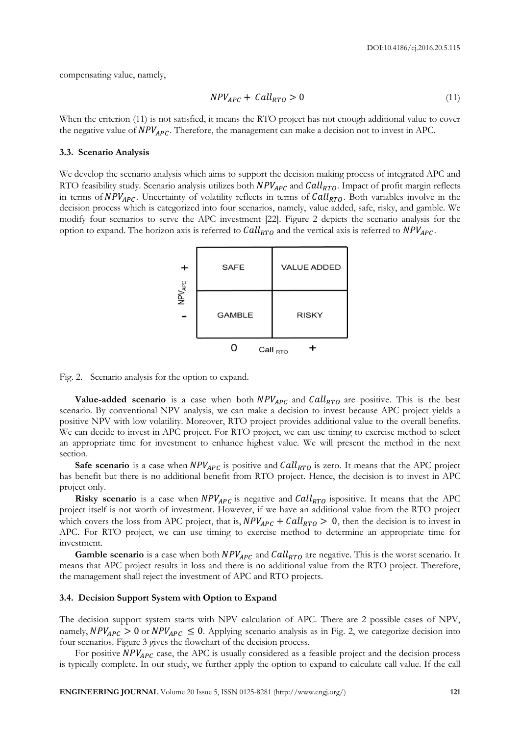compensating value, namely,

$$NPV_{APC} + Call_{RTO} > 0 \tag{11}$$

When the criterion (11) is not satisfied, it means the RTO project has not enough additional value to cover the negative value of $NPV_{APC}$. Therefore, the management can make a decision not to invest in APC.

### 3.3. Scenario Analysis

We develop the scenario analysis which aims to support the decision making process of integrated APC and RTO feasibility study. Scenario analysis utilizes both $NPV_{APC}$ and $Call_{RTO}$. Impact of profit margin reflects in terms of $NPV_{APC}$. Uncertainty of volatility reflects in terms of $Call_{RTO}$. Both variables involve in the decision process which is categorized into four scenarios, namely, value added, safe, risky, and gamble. We modify four scenarios to serve the APC investment [22]. Figure 2 depicts the scenario analysis for the option to expand. The horizon axis is referred to $Call_{RTO}$ and the vertical axis is referred to $NPV_{APC}$.

| $NPV_{APC}$ | $Call_{RTO}$: 0 | $Call_{RTO}$: + |
|---|---|---|
| + | SAFE | VALUE ADDED |
| - | GAMBLE | RISKY |

Fig. 2. Scenario analysis for the option to expand.

**Value-added scenario** is a case when both $NPV_{APC}$ and $Call_{RTO}$ are positive. This is the best scenario. By conventional NPV analysis, we can make a decision to invest because APC project yields a positive NPV with low volatility. Moreover, RTO project provides additional value to the overall benefits. We can decide to invest in APC project. For RTO project, we can use timing to exercise method to select an appropriate time for investment to enhance highest value. We will present the method in the next section.

**Safe scenario** is a case when $NPV_{APC}$ is positive and $Call_{RTO}$ is zero. It means that the APC project has benefit but there is no additional benefit from RTO project. Hence, the decision is to invest in APC project only.

**Risky scenario** is a case when $NPV_{APC}$ is negative and $Call_{RTO}$ ispositive. It means that the APC project itself is not worth of investment. However, if we have an additional value from the RTO project which covers the loss from APC project, that is, $NPV_{APC} + Call_{RTO} > 0$, then the decision is to invest in APC. For RTO project, we can use timing to exercise method to determine an appropriate time for investment.

**Gamble scenario** is a case when both $NPV_{APC}$ and $Call_{RTO}$ are negative. This is the worst scenario. It means that APC project results in loss and there is no additional value from the RTO project. Therefore, the management shall reject the investment of APC and RTO projects.

### 3.4. Decision Support System with Option to Expand

The decision support system starts with NPV calculation of APC. There are 2 possible cases of NPV, namely, $NPV_{APC} > 0$ or $NPV_{APC} \leq 0$. Applying scenario analysis as in Fig. 2, we categorize decision into four scenarios. Figure 3 gives the flowchart of the decision process.

For positive $NPV_{APC}$ case, the APC is usually considered as a feasible project and the decision process is typically complete. In our study, we further apply the option to expand to calculate call value. If the call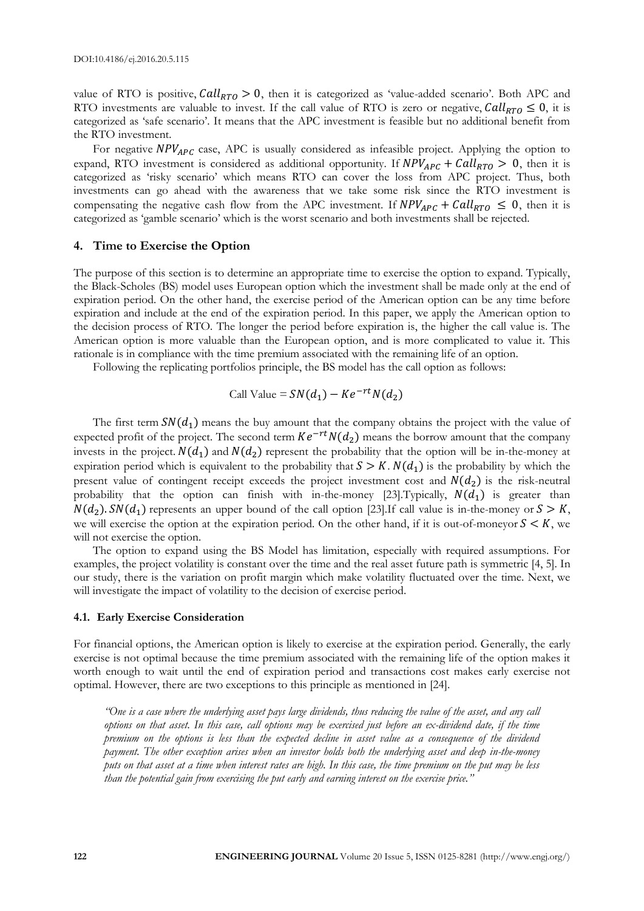value of RTO is positive, $Call_{RTO} > 0$, then it is categorized as 'value-added scenario'. Both APC and RTO investments are valuable to invest. If the call value of RTO is zero or negative, $Call_{RTO} \leq 0$, it is categorized as 'safe scenario'. It means that the APC investment is feasible but no additional benefit from the RTO investment.

For negative $NPV_{APC}$ case, APC is usually considered as infeasible project. Applying the option to expand, RTO investment is considered as additional opportunity. If $NPV_{APC} + Call_{RTO} > 0$, then it is categorized as 'risky scenario' which means RTO can cover the loss from APC project. Thus, both investments can go ahead with the awareness that we take some risk since the RTO investment is compensating the negative cash flow from the APC investment. If $NPV_{APC} + Call_{RTO} \leq 0$, then it is categorized as 'gamble scenario' which is the worst scenario and both investments shall be rejected.

## 4. Time to Exercise the Option

The purpose of this section is to determine an appropriate time to exercise the option to expand. Typically, the Black-Scholes (BS) model uses European option which the investment shall be made only at the end of expiration period. On the other hand, the exercise period of the American option can be any time before expiration and include at the end of the expiration period. In this paper, we apply the American option to the decision process of RTO. The longer the period before expiration is, the higher the call value is. The American option is more valuable than the European option, and is more complicated to value it. This rationale is in compliance with the time premium associated with the remaining life of an option.

Following the replicating portfolios principle, the BS model has the call option as follows:

$$\text{Call Value} = SN(d_1) - Ke^{-rt}N(d_2)$$

The first term $SN(d_1)$ means the buy amount that the company obtains the project with the value of expected profit of the project. The second term $Ke^{-rt}N(d_2)$ means the borrow amount that the company invests in the project. $N(d_1)$ and $N(d_2)$ represent the probability that the option will be in-the-money at expiration period which is equivalent to the probability that $S > K$. $N(d_1)$ is the probability by which the present value of contingent receipt exceeds the project investment cost and $N(d_2)$ is the risk-neutral probability that the option can finish with in-the-money [23].Typically, $N(d_1)$ is greater than $N(d_2)$. $SN(d_1)$ represents an upper bound of the call option [23].If call value is in-the-money or $S > K$, we will exercise the option at the expiration period. On the other hand, if it is out-of-moneyor $S < K$, we will not exercise the option.

The option to expand using the BS Model has limitation, especially with required assumptions. For examples, the project volatility is constant over the time and the real asset future path is symmetric [4, 5]. In our study, there is the variation on profit margin which make volatility fluctuated over the time. Next, we will investigate the impact of volatility to the decision of exercise period.

### 4.1. Early Exercise Consideration

For financial options, the American option is likely to exercise at the expiration period. Generally, the early exercise is not optimal because the time premium associated with the remaining life of the option makes it worth enough to wait until the end of expiration period and transactions cost makes early exercise not optimal. However, there are two exceptions to this principle as mentioned in [24].

> *"One is a case where the underlying asset pays large dividends, thus reducing the value of the asset, and any call options on that asset. In this case, call options may be exercised just before an ex-dividend date, if the time premium on the options is less than the expected decline in asset value as a consequence of the dividend payment. The other exception arises when an investor holds both the underlying asset and deep in-the-money puts on that asset at a time when interest rates are high. In this case, the time premium on the put may be less than the potential gain from exercising the put early and earning interest on the exercise price."*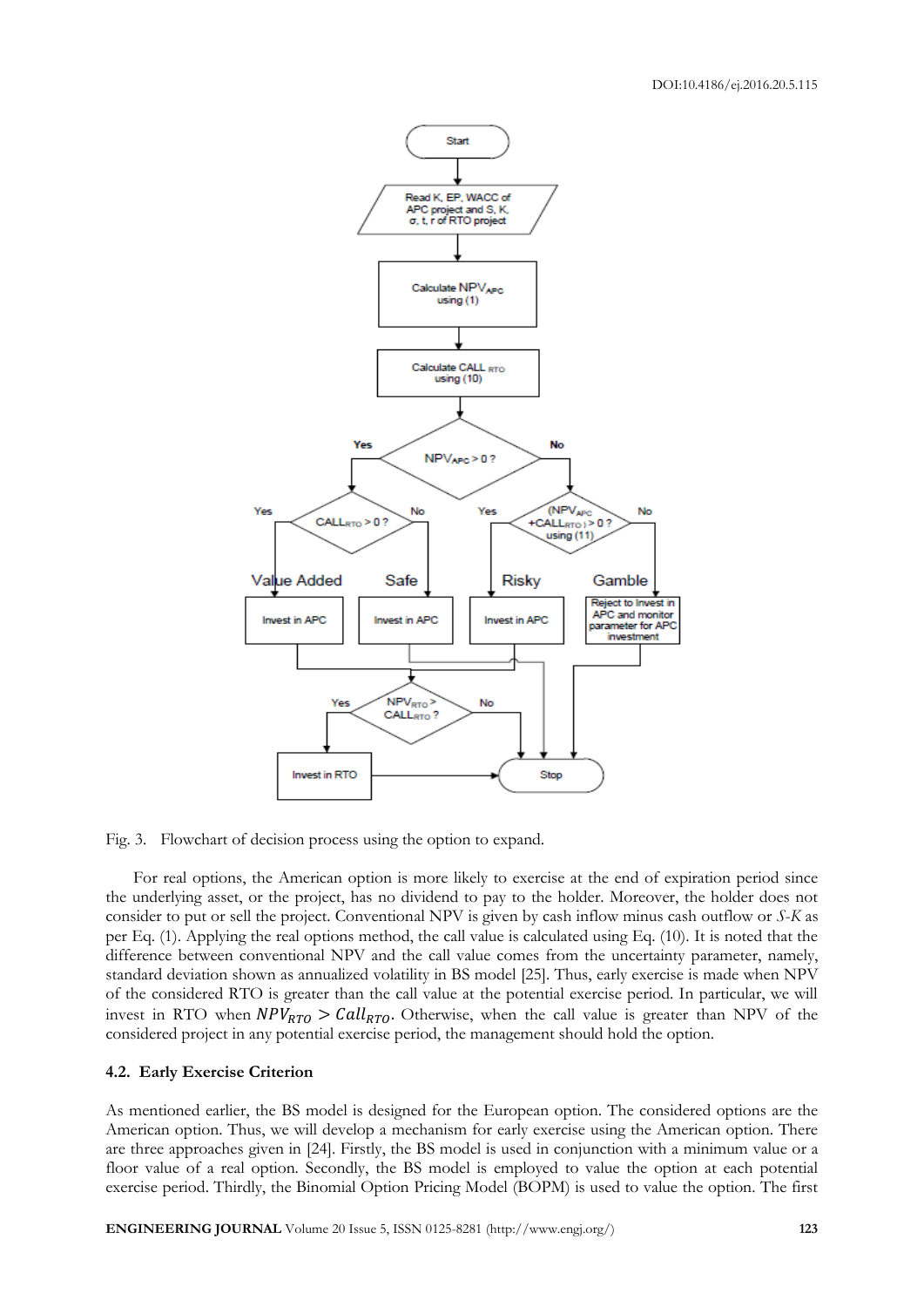Fig. 3. Flowchart of decision process using the option to expand.

For real options, the American option is more likely to exercise at the end of expiration period since the underlying asset, or the project, has no dividend to pay to the holder. Moreover, the holder does not consider to put or sell the project. Conventional NPV is given by cash inflow minus cash outflow or *S-K* as per Eq. (1). Applying the real options method, the call value is calculated using Eq. (10). It is noted that the difference between conventional NPV and the call value comes from the uncertainty parameter, namely, standard deviation shown as annualized volatility in BS model [25]. Thus, early exercise is made when NPV of the considered RTO is greater than the call value at the potential exercise period. In particular, we will invest in RTO when $NPV_{RTO} > Call_{RTO}$. Otherwise, when the call value is greater than NPV of the considered project in any potential exercise period, the management should hold the option.

### 4.2. Early Exercise Criterion

As mentioned earlier, the BS model is designed for the European option. The considered options are the American option. Thus, we will develop a mechanism for early exercise using the American option. There are three approaches given in [24]. Firstly, the BS model is used in conjunction with a minimum value or a floor value of a real option. Secondly, the BS model is employed to value the option at each potential exercise period. Thirdly, the Binomial Option Pricing Model (BOPM) is used to value the option. The first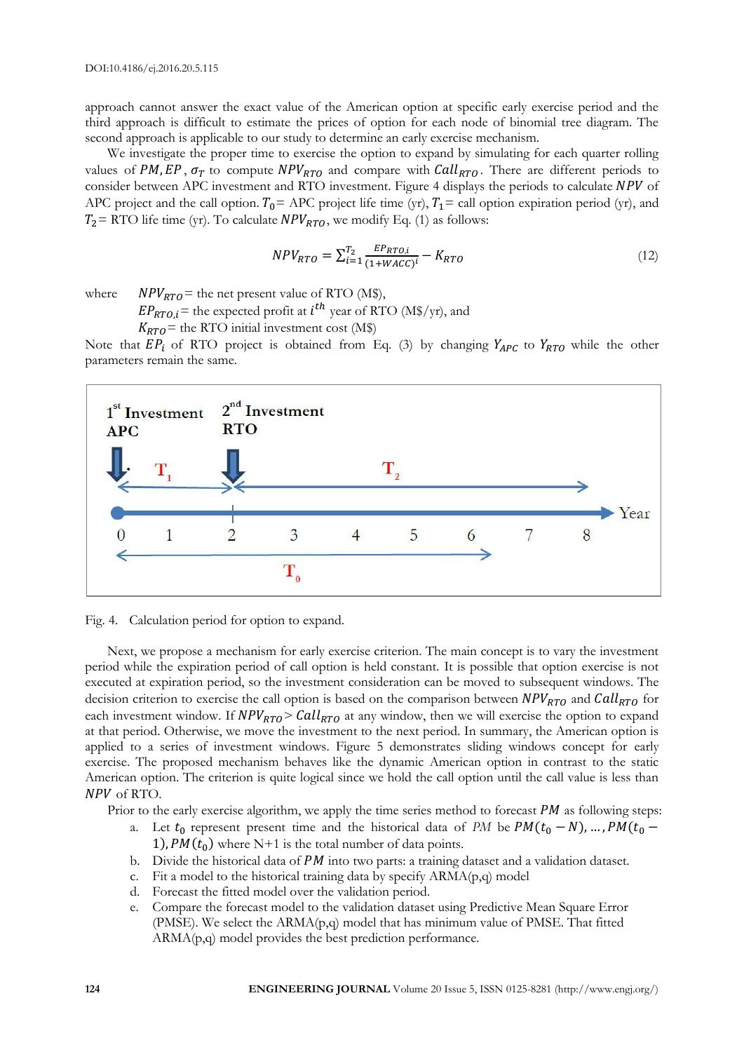approach cannot answer the exact value of the American option at specific early exercise period and the third approach is difficult to estimate the prices of option for each node of binomial tree diagram. The second approach is applicable to our study to determine an early exercise mechanism.

We investigate the proper time to exercise the option to expand by simulating for each quarter rolling values of $PM, EP, \sigma_T$ to compute $NPV_{RTO}$ and compare with $Call_{RTO}$. There are different periods to consider between APC investment and RTO investment. Figure 4 displays the periods to calculate $NPV$ of APC project and the call option. $T_0$= APC project life time (yr), $T_1$= call option expiration period (yr), and $T_2$= RTO life time (yr). To calculate $NPV_{RTO}$, we modify Eq. (1) as follows:

$$NPV_{RTO} = \sum_{i=1}^{T_2} \frac{EP_{RTO,i}}{(1+WACC)^i} - K_{RTO} \quad (12)$$

where $NPV_{RTO}$= the net present value of RTO (M\$),
$EP_{RTO,i}$= the expected profit at $i^{th}$ year of RTO (M\$/yr), and
$K_{RTO}$= the RTO initial investment cost (M\$)

Note that $EP_i$ of RTO project is obtained from Eq. (3) by changing $Y_{APC}$ to $Y_{RTO}$ while the other parameters remain the same.

Fig. 4. Calculation period for option to expand.

Next, we propose a mechanism for early exercise criterion. The main concept is to vary the investment period while the expiration period of call option is held constant. It is possible that option exercise is not executed at expiration period, so the investment consideration can be moved to subsequent windows. The decision criterion to exercise the call option is based on the comparison between $NPV_{RTO}$ and $Call_{RTO}$ for each investment window. If $NPV_{RTO} > Call_{RTO}$ at any window, then we will exercise the option to expand at that period. Otherwise, we move the investment to the next period. In summary, the American option is applied to a series of investment windows. Figure 5 demonstrates sliding windows concept for early exercise. The proposed mechanism behaves like the dynamic American option in contrast to the static American option. The criterion is quite logical since we hold the call option until the call value is less than $NPV$ of RTO.

Prior to the early exercise algorithm, we apply the time series method to forecast $PM$ as following steps:

a. Let $t_0$ represent present time and the historical data of *PM* be $PM(t_0 - N), \ldots, PM(t_0 - 1), PM(t_0)$ where N+1 is the total number of data points.
b. Divide the historical data of $PM$ into two parts: a training dataset and a validation dataset.
c. Fit a model to the historical training data by specify ARMA(p,q) model
d. Forecast the fitted model over the validation period.
e. Compare the forecast model to the validation dataset using Predictive Mean Square Error (PMSE). We select the ARMA(p,q) model that has minimum value of PMSE. That fitted ARMA(p,q) model provides the best prediction performance.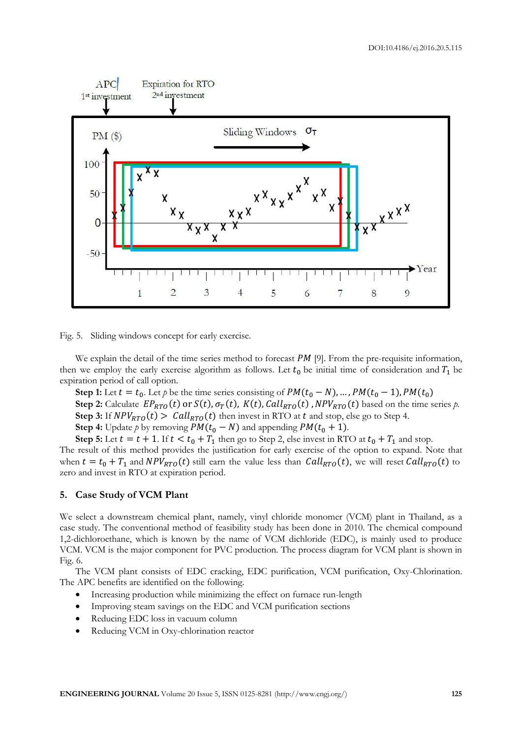Fig. 5. Sliding windows concept for early exercise.

We explain the detail of the time series method to forecast $PM$ [9]. From the pre-requisite information, then we employ the early exercise algorithm as follows. Let $t_0$ be initial time of consideration and $T_1$ be expiration period of call option.

**Step 1:** Let $t = t_0$. Let *p* be the time series consisting of $PM(t_0 - N), \ldots, PM(t_0 - 1), PM(t_0)$

**Step 2:** Calculate $EP_{RTO}(t)$ or $S(t)$, $\sigma_T(t)$, $K(t)$, $Call_{RTO}(t)$, $NPV_{RTO}(t)$ based on the time series *p*.

**Step 3:** If $NPV_{RTO}(t) > Call_{RTO}(t)$ then invest in RTO at $t$ and stop, else go to Step 4.

**Step 4:** Update *p* by removing $PM(t_0 - N)$ and appending $PM(t_0 + 1)$.

**Step 5:** Let $t = t + 1$. If $t < t_0 + T_1$ then go to Step 2, else invest in RTO at $t_0 + T_1$ and stop.

The result of this method provides the justification for early exercise of the option to expand. Note that when $t = t_0 + T_1$ and $NPV_{RTO}(t)$ still earn the value less than $Call_{RTO}(t)$, we will reset $Call_{RTO}(t)$ to zero and invest in RTO at expiration period.

## 5. Case Study of VCM Plant

We select a downstream chemical plant, namely, vinyl chloride monomer (VCM) plant in Thailand, as a case study. The conventional method of feasibility study has been done in 2010. The chemical compound 1,2-dichloroethane, which is known by the name of VCM dichloride (EDC), is mainly used to produce VCM. VCM is the major component for PVC production. The process diagram for VCM plant is shown in Fig. 6.

The VCM plant consists of EDC cracking, EDC purification, VCM purification, Oxy-Chlorination. The APC benefits are identified on the following.

- Increasing production while minimizing the effect on furnace run-length
- Improving steam savings on the EDC and VCM purification sections
- Reducing EDC loss in vacuum column
- Reducing VCM in Oxy-chlorination reactor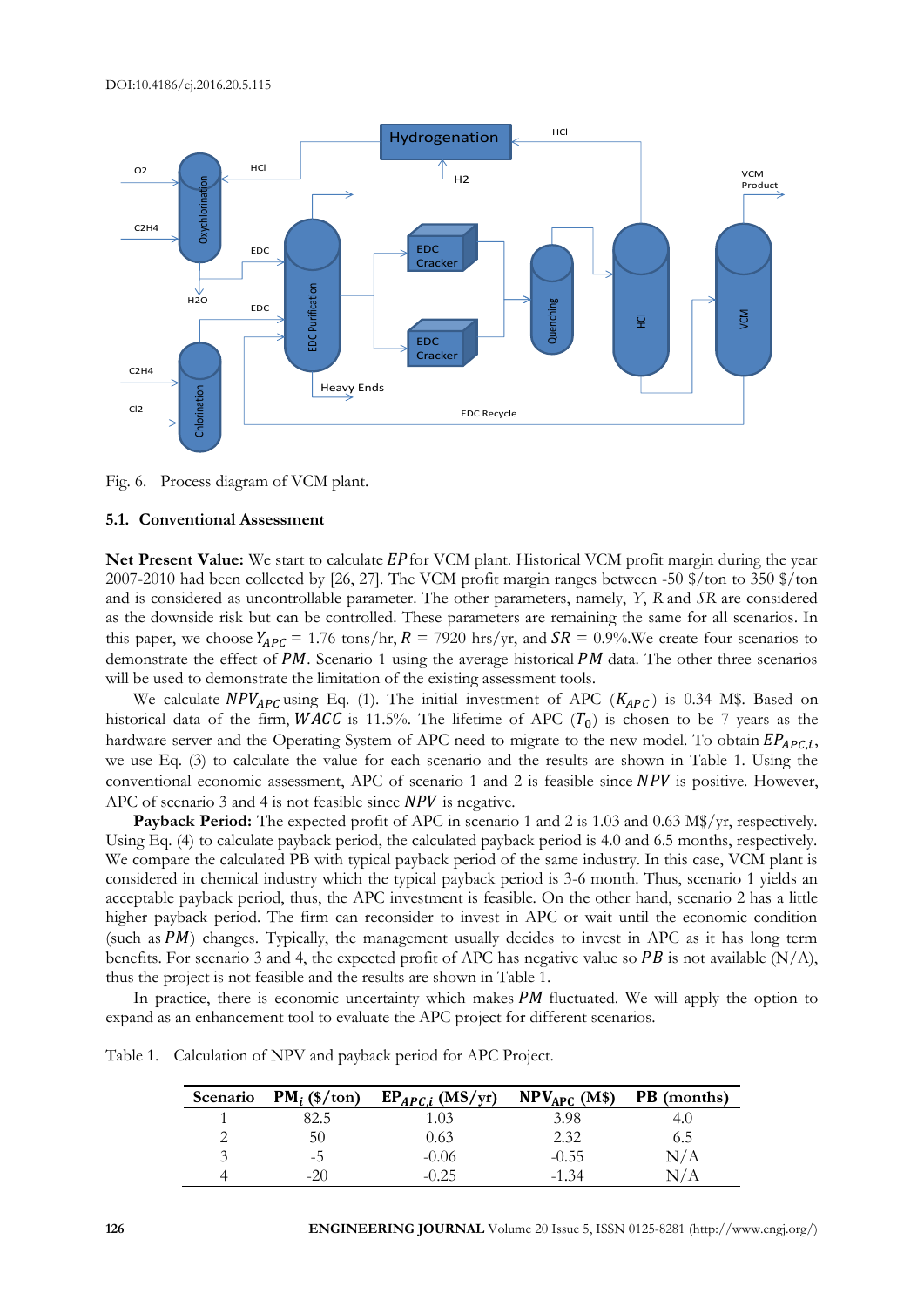Fig. 6. Process diagram of VCM plant.

### 5.1. Conventional Assessment

**Net Present Value:** We start to calculate $EP$ for VCM plant. Historical VCM profit margin during the year 2007-2010 had been collected by [26, 27]. The VCM profit margin ranges between -50 \$/ton to 350 \$/ton and is considered as uncontrollable parameter. The other parameters, namely, $Y$, $R$ and $SR$ are considered as the downside risk but can be controlled. These parameters are remaining the same for all scenarios. In this paper, we choose $Y_{APC}$ = 1.76 tons/hr, $R$ = 7920 hrs/yr, and $SR$ = 0.9%.We create four scenarios to demonstrate the effect of $PM$. Scenario 1 using the average historical $PM$ data. The other three scenarios will be used to demonstrate the limitation of the existing assessment tools.

We calculate $NPV_{APC}$ using Eq. (1). The initial investment of APC ($K_{APC}$) is 0.34 M\$. Based on historical data of the firm, $WACC$ is 11.5%. The lifetime of APC ($T_0$) is chosen to be 7 years as the hardware server and the Operating System of APC need to migrate to the new model. To obtain $EP_{APC,i}$, we use Eq. (3) to calculate the value for each scenario and the results are shown in Table 1. Using the conventional economic assessment, APC of scenario 1 and 2 is feasible since $NPV$ is positive. However, APC of scenario 3 and 4 is not feasible since $NPV$ is negative.

**Payback Period:** The expected profit of APC in scenario 1 and 2 is 1.03 and 0.63 M\$/yr, respectively. Using Eq. (4) to calculate payback period, the calculated payback period is 4.0 and 6.5 months, respectively. We compare the calculated PB with typical payback period of the same industry. In this case, VCM plant is considered in chemical industry which the typical payback period is 3-6 month. Thus, scenario 1 yields an acceptable payback period, thus, the APC investment is feasible. On the other hand, scenario 2 has a little higher payback period. The firm can reconsider to invest in APC or wait until the economic condition (such as $PM$) changes. Typically, the management usually decides to invest in APC as it has long term benefits. For scenario 3 and 4, the expected profit of APC has negative value so $PB$ is not available (N/A), thus the project is not feasible and the results are shown in Table 1.

In practice, there is economic uncertainty which makes $PM$ fluctuated. We will apply the option to expand as an enhancement tool to evaluate the APC project for different scenarios.

Table 1. Calculation of NPV and payback period for APC Project.

| Scenario | $PM_i$ (\$/ton) | $EP_{APC,i}$ (M\$/yr) | $NPV_{APC}$ (M\$) | PB (months) |
|---|---|---|---|---|
| 1 | 82.5 | 1.03 | 3.98 | 4.0 |
| 2 | 50 | 0.63 | 2.32 | 6.5 |
| 3 | -5 | -0.06 | -0.55 | N/A |
| 4 | -20 | -0.25 | -1.34 | N/A |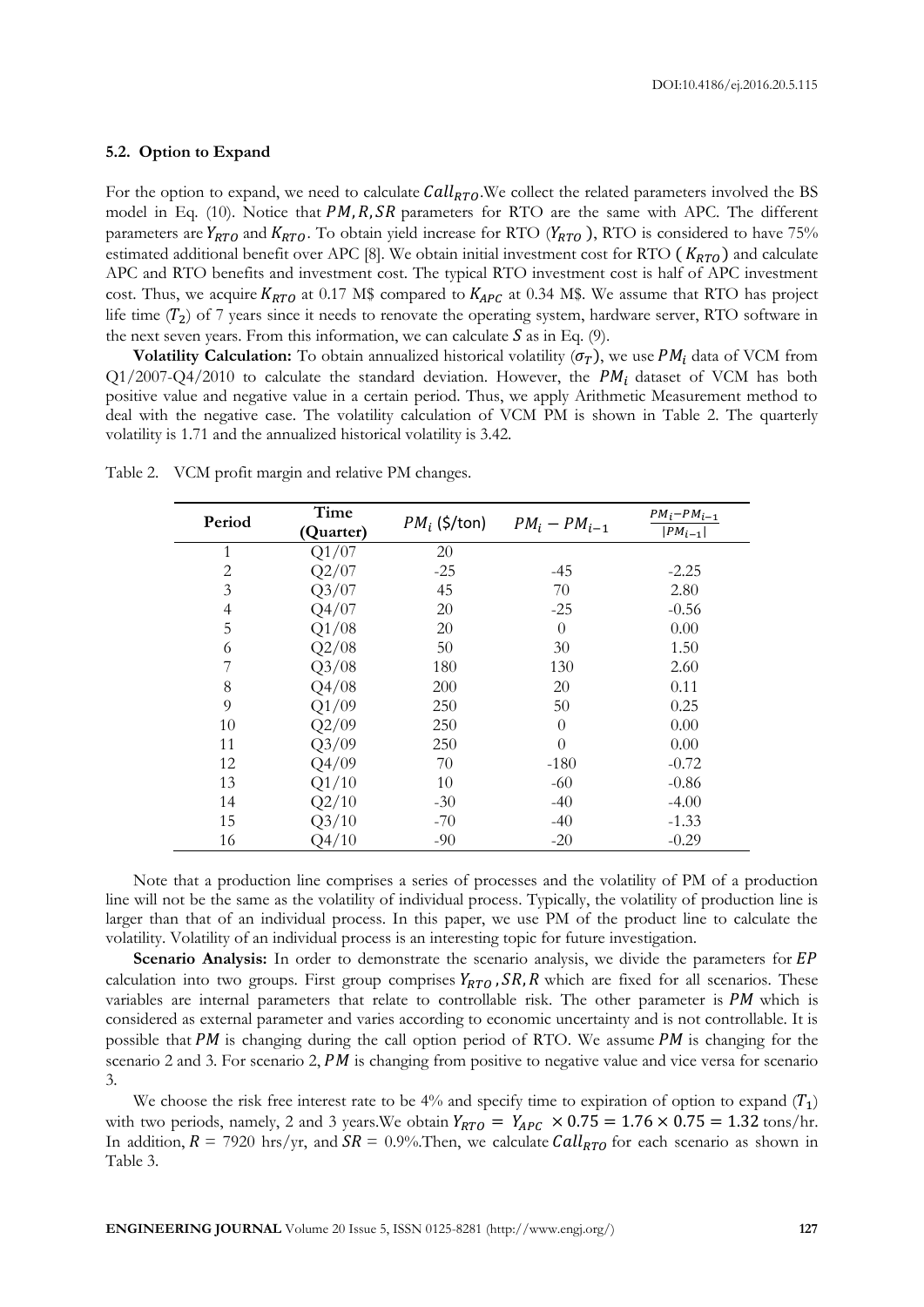### 5.2. Option to Expand

For the option to expand, we need to calculate $Call_{RTO}$.We collect the related parameters involved the BS model in Eq. (10). Notice that $PM, R, SR$ parameters for RTO are the same with APC. The different parameters are $Y_{RTO}$ and $K_{RTO}$. To obtain yield increase for RTO ($Y_{RTO}$ ), RTO is considered to have 75% estimated additional benefit over APC [8]. We obtain initial investment cost for RTO ( $K_{RTO}$) and calculate APC and RTO benefits and investment cost. The typical RTO investment cost is half of APC investment cost. Thus, we acquire $K_{RTO}$ at 0.17 M$ compared to $K_{APC}$ at 0.34 M$. We assume that RTO has project life time ($T_2$) of 7 years since it needs to renovate the operating system, hardware server, RTO software in the next seven years. From this information, we can calculate $S$ as in Eq. (9).

**Volatility Calculation:** To obtain annualized historical volatility ($\sigma_T$), we use $PM_i$ data of VCM from Q1/2007-Q4/2010 to calculate the standard deviation. However, the $PM_i$ dataset of VCM has both positive value and negative value in a certain period. Thus, we apply Arithmetic Measurement method to deal with the negative case. The volatility calculation of VCM PM is shown in Table 2. The quarterly volatility is 1.71 and the annualized historical volatility is 3.42.

Table 2. VCM profit margin and relative PM changes.

| Period | Time (Quarter) | $PM_i$ (\$/ton) | $PM_i - PM_{i-1}$ | $\frac{PM_i - PM_{i-1}}{\lvert PM_{i-1} \rvert}$ |
|---|---|---|---|---|
| 1 | Q1/07 | 20 | | |
| 2 | Q2/07 | -25 | -45 | -2.25 |
| 3 | Q3/07 | 45 | 70 | 2.80 |
| 4 | Q4/07 | 20 | -25 | -0.56 |
| 5 | Q1/08 | 20 | 0 | 0.00 |
| 6 | Q2/08 | 50 | 30 | 1.50 |
| 7 | Q3/08 | 180 | 130 | 2.60 |
| 8 | Q4/08 | 200 | 20 | 0.11 |
| 9 | Q1/09 | 250 | 50 | 0.25 |
| 10 | Q2/09 | 250 | 0 | 0.00 |
| 11 | Q3/09 | 250 | 0 | 0.00 |
| 12 | Q4/09 | 70 | -180 | -0.72 |
| 13 | Q1/10 | 10 | -60 | -0.86 |
| 14 | Q2/10 | -30 | -40 | -4.00 |
| 15 | Q3/10 | -70 | -40 | -1.33 |
| 16 | Q4/10 | -90 | -20 | -0.29 |

Note that a production line comprises a series of processes and the volatility of PM of a production line will not be the same as the volatility of individual process. Typically, the volatility of production line is larger than that of an individual process. In this paper, we use PM of the product line to calculate the volatility. Volatility of an individual process is an interesting topic for future investigation.

**Scenario Analysis:** In order to demonstrate the scenario analysis, we divide the parameters for $EP$ calculation into two groups. First group comprises $Y_{RTO}, SR, R$ which are fixed for all scenarios. These variables are internal parameters that relate to controllable risk. The other parameter is $PM$ which is considered as external parameter and varies according to economic uncertainty and is not controllable. It is possible that $PM$ is changing during the call option period of RTO. We assume $PM$ is changing for the scenario 2 and 3. For scenario 2, $PM$ is changing from positive to negative value and vice versa for scenario 3.

We choose the risk free interest rate to be 4% and specify time to expiration of option to expand ($T_1$) with two periods, namely, 2 and 3 years.We obtain $Y_{RTO} = Y_{APC} \times 0.75 = 1.76 \times 0.75 = 1.32$ tons/hr. In addition, $R$ = 7920 hrs/yr, and $SR$ = 0.9%.Then, we calculate $Call_{RTO}$ for each scenario as shown in Table 3.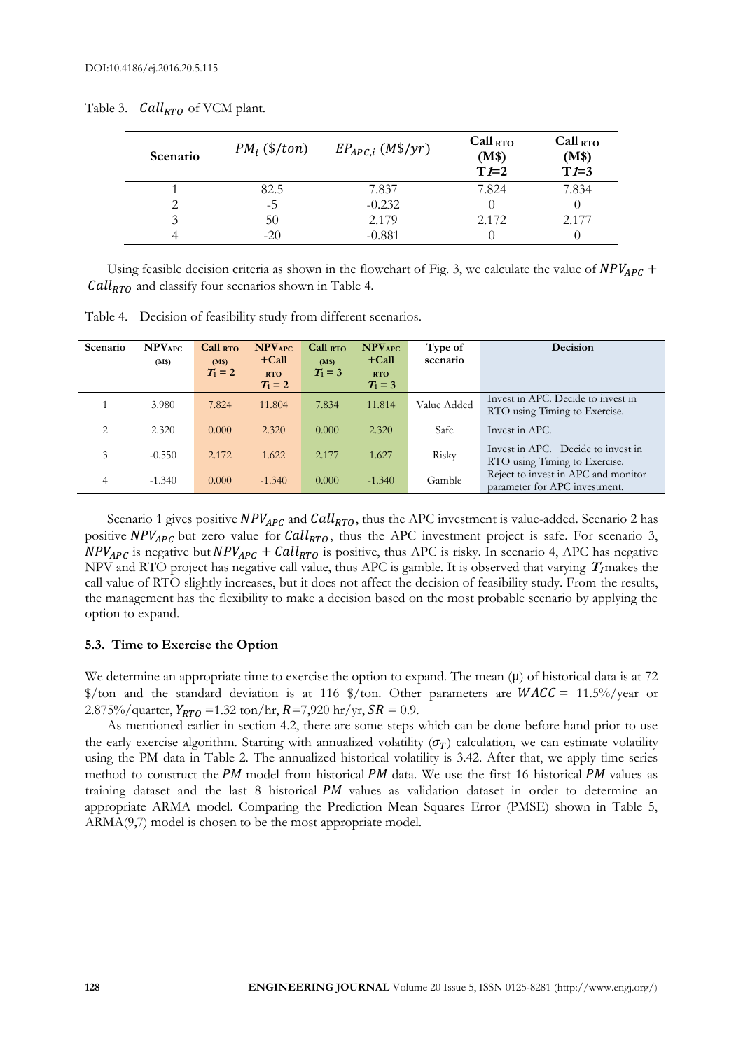Table 3. $Call_{RTO}$ of VCM plant.

| Scenario | $PM_i$ (\$/ton) | $EP_{APC,i}$ (M\$/yr) | Call RTO (M\$) $T_1$=2 | Call RTO (M\$) $T_1$=3 |
|---|---|---|---|---|
| 1 | 82.5 | 7.837 | 7.824 | 7.834 |
| 2 | -5 | -0.232 | 0 | 0 |
| 3 | 50 | 2.179 | 2.172 | 2.177 |
| 4 | -20 | -0.881 | 0 | 0 |

Using feasible decision criteria as shown in the flowchart of Fig. 3, we calculate the value of $NPV_{APC} + Call_{RTO}$ and classify four scenarios shown in Table 4.

Table 4. Decision of feasibility study from different scenarios.

| Scenario | $NPV_{APC}$ (M\$) | Call RTO (M\$) $T_1 = 2$ | $NPV_{APC}$ +Call RTO $T_1 = 2$ | Call RTO (M\$) $T_1 = 3$ | $NPV_{APC}$ +Call RTO $T_1 = 3$ | Type of scenario | Decision |
|---|---|---|---|---|---|---|---|
| 1 | 3.980 | 7.824 | 11.804 | 7.834 | 11.814 | Value Added | Invest in APC. Decide to invest in RTO using Timing to Exercise. |
| 2 | 2.320 | 0.000 | 2.320 | 0.000 | 2.320 | Safe | Invest in APC. |
| 3 | -0.550 | 2.172 | 1.622 | 2.177 | 1.627 | Risky | Invest in APC. Decide to invest in RTO using Timing to Exercise. |
| 4 | -1.340 | 0.000 | -1.340 | 0.000 | -1.340 | Gamble | Reject to invest in APC and monitor parameter for APC investment. |

Scenario 1 gives positive $NPV_{APC}$ and $Call_{RTO}$, thus the APC investment is value-added. Scenario 2 has positive $NPV_{APC}$ but zero value for $Call_{RTO}$, thus the APC investment project is safe. For scenario 3, $NPV_{APC}$ is negative but $NPV_{APC} + Call_{RTO}$ is positive, thus APC is risky. In scenario 4, APC has negative NPV and RTO project has negative call value, thus APC is gamble. It is observed that varying $\boldsymbol{T_1}$ makes the call value of RTO slightly increases, but it does not affect the decision of feasibility study. From the results, the management has the flexibility to make a decision based on the most probable scenario by applying the option to expand.

### 5.3. Time to Exercise the Option

We determine an appropriate time to exercise the option to expand. The mean (μ) of historical data is at 72 \$/ton and the standard deviation is at 116 \$/ton. Other parameters are $WACC$ = 11.5%/year or 2.875%/quarter, $Y_{RTO}$ =1.32 ton/hr, $R$=7,920 hr/yr, $SR$ = 0.9.

As mentioned earlier in section 4.2, there are some steps which can be done before hand prior to use the early exercise algorithm. Starting with annualized volatility ($\sigma_T$) calculation, we can estimate volatility using the PM data in Table 2. The annualized historical volatility is 3.42. After that, we apply time series method to construct the $PM$ model from historical $PM$ data. We use the first 16 historical $PM$ values as training dataset and the last 8 historical $PM$ values as validation dataset in order to determine an appropriate ARMA model. Comparing the Prediction Mean Squares Error (PMSE) shown in Table 5, ARMA(9,7) model is chosen to be the most appropriate model.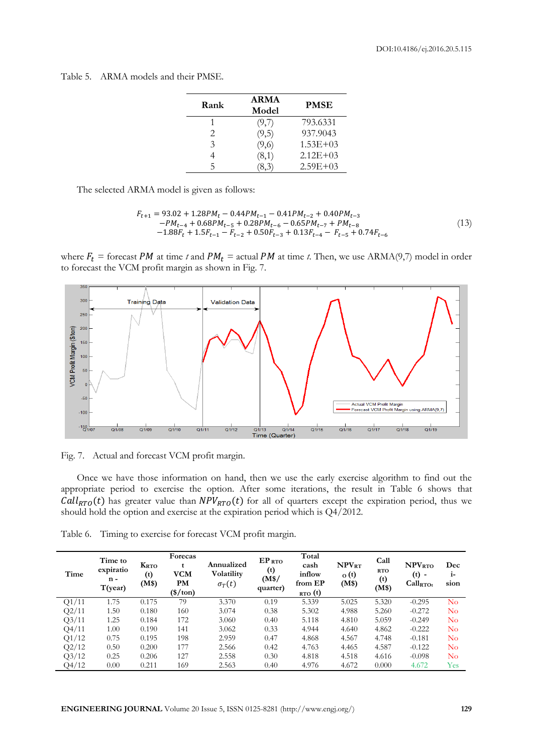Table 5. ARMA models and their PMSE.

| Rank | ARMA Model | PMSE |
|---|---|---|
| 1 | (9,7) | 793.6331 |
| 2 | (9,5) | 937.9043 |
| 3 | (9,6) | 1.53E+03 |
| 4 | (8,1) | 2.12E+03 |
| 5 | (8,3) | 2.59E+03 |

The selected ARMA model is given as follows:

$$\begin{aligned} F_{t+1} = 93.02 + 1.28PM_t - 0.44PM_{t-1} - 0.41PM_{t-2} + 0.40PM_{t-3} \\ -PM_{t-4} + 0.68PM_{t-5} + 0.28PM_{t-6} - 0.65PM_{t-7} + PM_{t-8} \\ -1.88F_t + 1.5F_{t-1} - F_{t-2} + 0.50F_{t-3} + 0.13F_{t-4} - F_{t-5} + 0.74F_{t-6} \end{aligned} \tag{13}$$

where $F_t$ = forecast $PM$ at time *t* and $PM_t$ = actual $PM$ at time *t*. Then, we use ARMA(9,7) model in order to forecast the VCM profit margin as shown in Fig. 7.

Fig. 7. Actual and forecast VCM profit margin.

Once we have those information on hand, then we use the early exercise algorithm to find out the appropriate period to exercise the option. After some iterations, the result in Table 6 shows that $Call_{RTO}(t)$ has greater value than $NPV_{RTO}(t)$ for all of quarters except the expiration period, thus we should hold the option and exercise at the expiration period which is Q4/2012.

Table 6. Timing to exercise for forecast VCM profit margin.

| Time | Time to expiration - T(year) | $K_{RTO}$ (t) (M$) | Forecast VCM PM ($/ton) | Annualized Volatility $\sigma_T(t)$ | $EP_{RTO}$ (t) (M$/ quarter) | Total cash inflow from $EP_{RTO}$ (t) | $NPV_{RTO}$ (t) (M$) | $Call_{RTO}$ (t) (M$) | $NPV_{RTO}$ (t) - $Call_{RTO}$ (t) | Decision |
|---|---|---|---|---|---|---|---|---|---|---|
| Q1/11 | 1.75 | 0.175 | 79 | 3.370 | 0.19 | 5.339 | 5.025 | 5.320 | -0.295 | No |
| Q2/11 | 1.50 | 0.180 | 160 | 3.074 | 0.38 | 5.302 | 4.988 | 5.260 | -0.272 | No |
| Q3/11 | 1.25 | 0.184 | 172 | 3.060 | 0.40 | 5.118 | 4.810 | 5.059 | -0.249 | No |
| Q4/11 | 1.00 | 0.190 | 141 | 3.062 | 0.33 | 4.944 | 4.640 | 4.862 | -0.222 | No |
| Q1/12 | 0.75 | 0.195 | 198 | 2.959 | 0.47 | 4.868 | 4.567 | 4.748 | -0.181 | No |
| Q2/12 | 0.50 | 0.200 | 177 | 2.566 | 0.42 | 4.763 | 4.465 | 4.587 | -0.122 | No |
| Q3/12 | 0.25 | 0.206 | 127 | 2.558 | 0.30 | 4.818 | 4.518 | 4.616 | -0.098 | No |
| Q4/12 | 0.00 | 0.211 | 169 | 2.563 | 0.40 | 4.976 | 4.672 | 0.000 | 4.672 | Yes |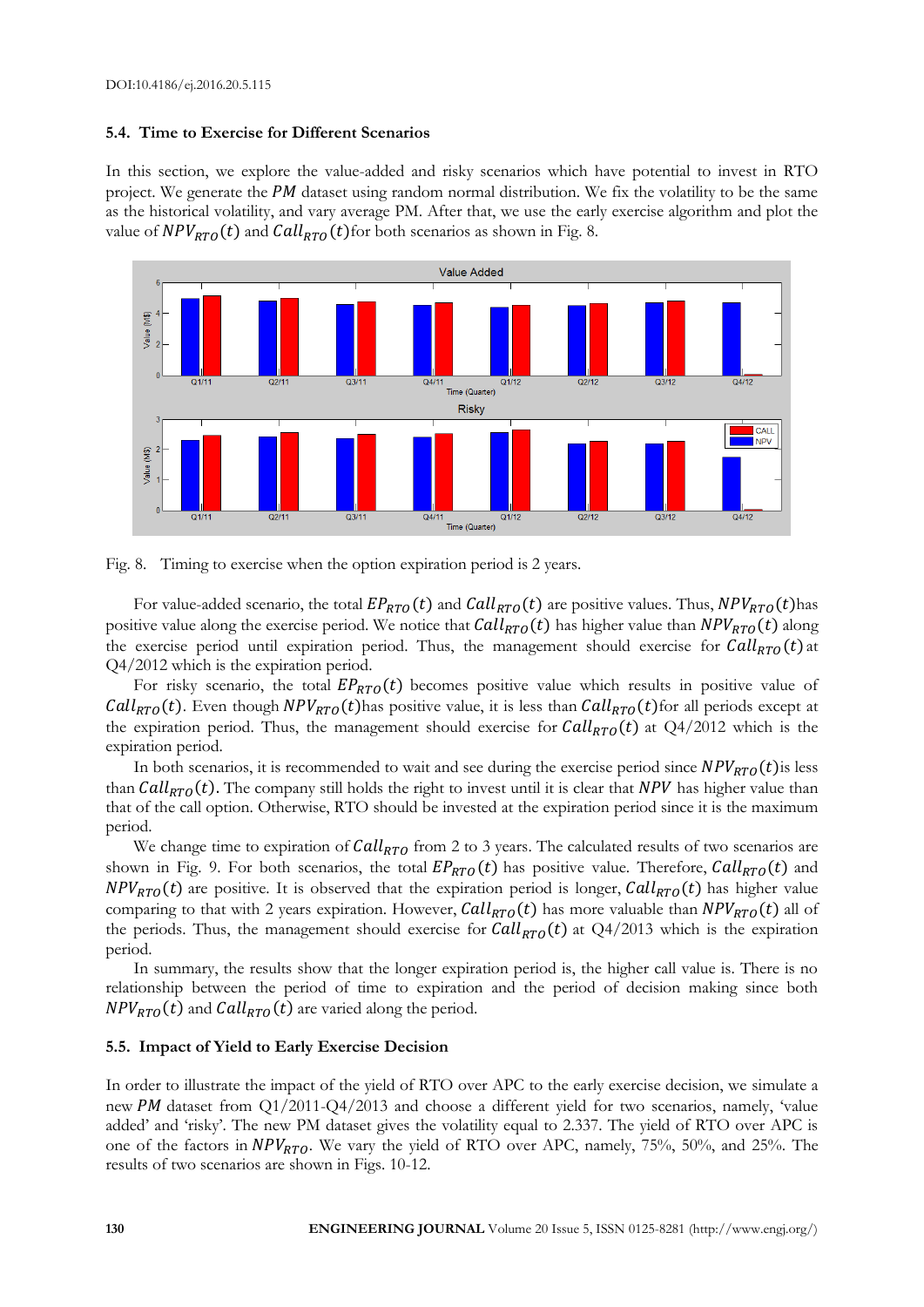DOI:10.4186/ej.2016.20.5.115

### 5.4. Time to Exercise for Different Scenarios

In this section, we explore the value-added and risky scenarios which have potential to invest in RTO project. We generate the $PM$ dataset using random normal distribution. We fix the volatility to be the same as the historical volatility, and vary average PM. After that, we use the early exercise algorithm and plot the value of $NPV_{RTO}(t)$ and $Call_{RTO}(t)$ for both scenarios as shown in Fig. 8.

Fig. 8. Timing to exercise when the option expiration period is 2 years.

For value-added scenario, the total $EP_{RTO}(t)$ and $Call_{RTO}(t)$ are positive values. Thus, $NPV_{RTO}(t)$ has positive value along the exercise period. We notice that $Call_{RTO}(t)$ has higher value than $NPV_{RTO}(t)$ along the exercise period until expiration period. Thus, the management should exercise for $Call_{RTO}(t)$ at Q4/2012 which is the expiration period.

For risky scenario, the total $EP_{RTO}(t)$ becomes positive value which results in positive value of $Call_{RTO}(t)$. Even though $NPV_{RTO}(t)$ has positive value, it is less than $Call_{RTO}(t)$ for all periods except at the expiration period. Thus, the management should exercise for $Call_{RTO}(t)$ at Q4/2012 which is the expiration period.

In both scenarios, it is recommended to wait and see during the exercise period since $NPV_{RTO}(t)$ is less than $Call_{RTO}(t)$. The company still holds the right to invest until it is clear that $NPV$ has higher value than that of the call option. Otherwise, RTO should be invested at the expiration period since it is the maximum period.

We change time to expiration of $Call_{RTO}$ from 2 to 3 years. The calculated results of two scenarios are shown in Fig. 9. For both scenarios, the total $EP_{RTO}(t)$ has positive value. Therefore, $Call_{RTO}(t)$ and $NPV_{RTO}(t)$ are positive. It is observed that the expiration period is longer, $Call_{RTO}(t)$ has higher value comparing to that with 2 years expiration. However, $Call_{RTO}(t)$ has more valuable than $NPV_{RTO}(t)$ all of the periods. Thus, the management should exercise for $Call_{RTO}(t)$ at Q4/2013 which is the expiration period.

In summary, the results show that the longer expiration period is, the higher call value is. There is no relationship between the period of time to expiration and the period of decision making since both $NPV_{RTO}(t)$ and $Call_{RTO}(t)$ are varied along the period.

### 5.5. Impact of Yield to Early Exercise Decision

In order to illustrate the impact of the yield of RTO over APC to the early exercise decision, we simulate a new $PM$ dataset from Q1/2011-Q4/2013 and choose a different yield for two scenarios, namely, 'value added' and 'risky'. The new PM dataset gives the volatility equal to 2.337. The yield of RTO over APC is one of the factors in $NPV_{RTO}$. We vary the yield of RTO over APC, namely, 75%, 50%, and 25%. The results of two scenarios are shown in Figs. 10-12.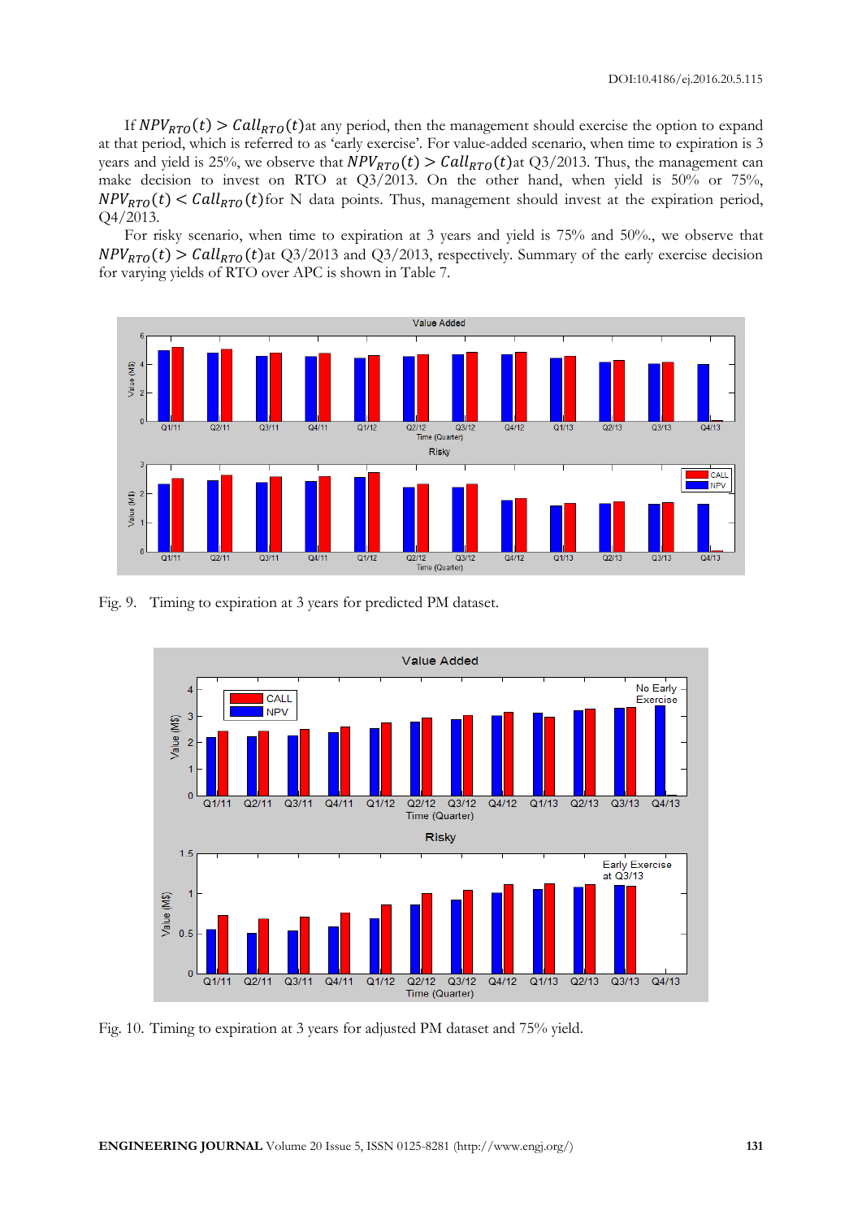If $NPV_{RTO}(t) > Call_{RTO}(t)$at any period, then the management should exercise the option to expand at that period, which is referred to as 'early exercise'. For value-added scenario, when time to expiration is 3 years and yield is 25%, we observe that $NPV_{RTO}(t) > Call_{RTO}(t)$at Q3/2013. Thus, the management can make decision to invest on RTO at Q3/2013. On the other hand, when yield is 50% or 75%, $NPV_{RTO}(t) < Call_{RTO}(t)$for N data points. Thus, management should invest at the expiration period, Q4/2013.

For risky scenario, when time to expiration at 3 years and yield is 75% and 50%., we observe that $NPV_{RTO}(t) > Call_{RTO}(t)$at Q3/2013 and Q3/2013, respectively. Summary of the early exercise decision for varying yields of RTO over APC is shown in Table 7.

Fig. 9. Timing to expiration at 3 years for predicted PM dataset.

Fig. 10. Timing to expiration at 3 years for adjusted PM dataset and 75% yield.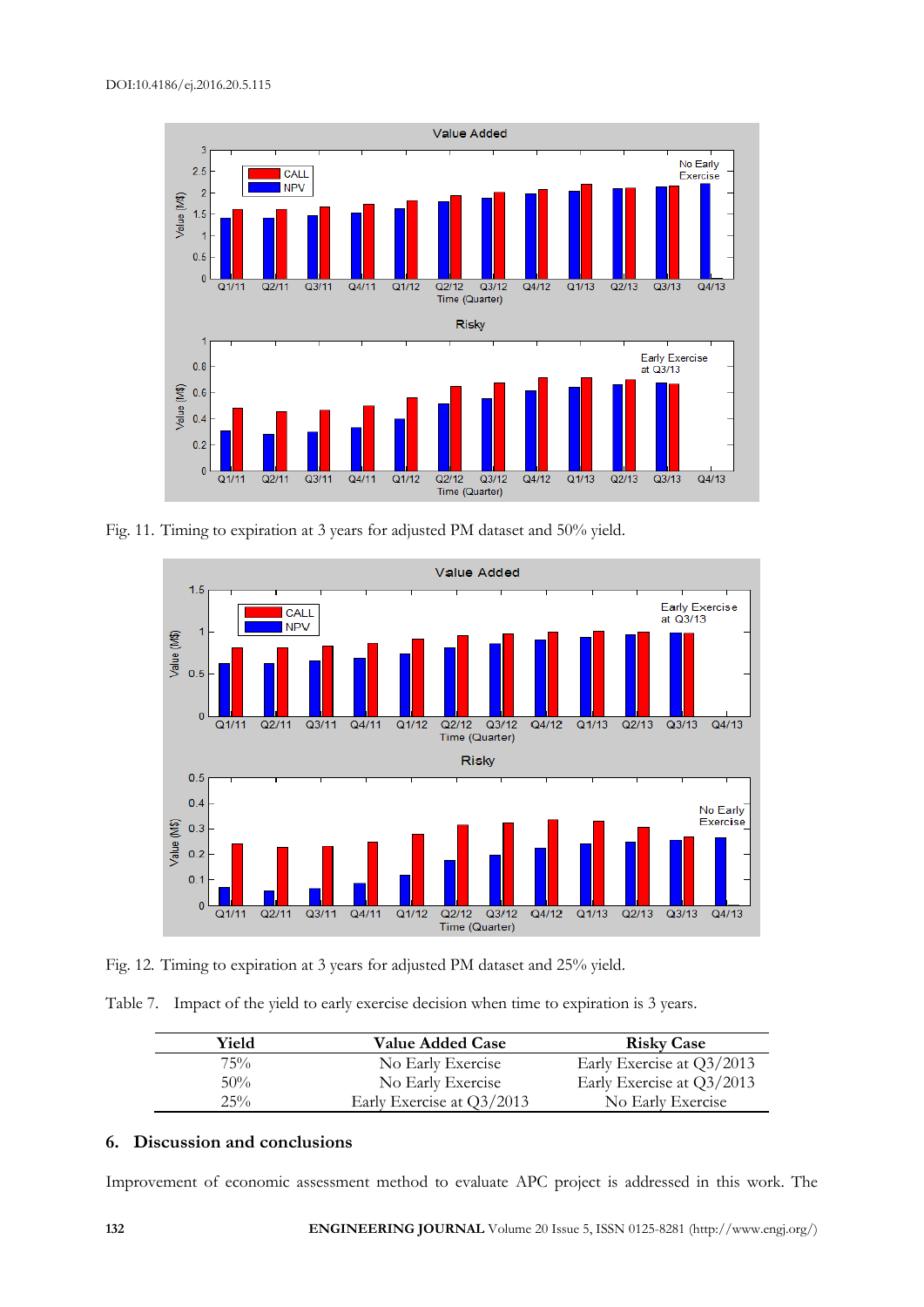Fig. 11. Timing to expiration at 3 years for adjusted PM dataset and 50% yield.

Fig. 12. Timing to expiration at 3 years for adjusted PM dataset and 25% yield.

Table 7. Impact of the yield to early exercise decision when time to expiration is 3 years.

| Yield | Value Added Case | Risky Case |
|---|---|---|
| 75% | No Early Exercise | Early Exercise at Q3/2013 |
| 50% | No Early Exercise | Early Exercise at Q3/2013 |
| 25% | Early Exercise at Q3/2013 | No Early Exercise |

## 6. Discussion and conclusions

Improvement of economic assessment method to evaluate APC project is addressed in this work. The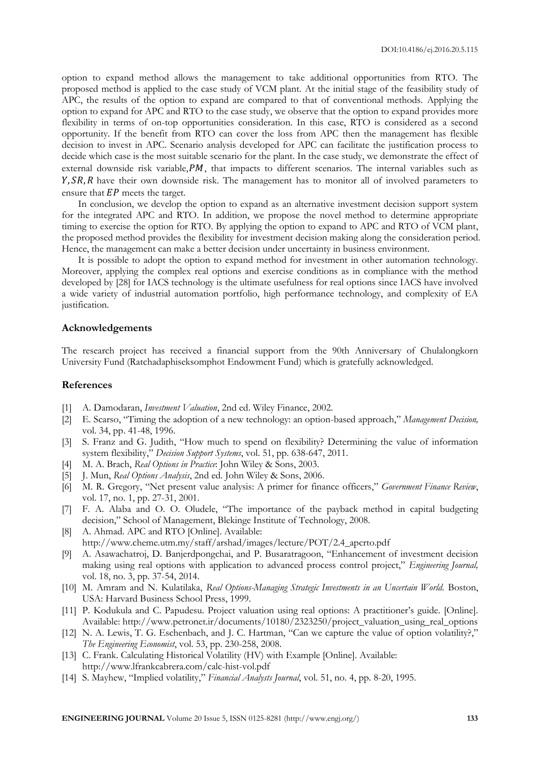option to expand method allows the management to take additional opportunities from RTO. The proposed method is applied to the case study of VCM plant. At the initial stage of the feasibility study of APC, the results of the option to expand are compared to that of conventional methods. Applying the option to expand for APC and RTO to the case study, we observe that the option to expand provides more flexibility in terms of on-top opportunities consideration. In this case, RTO is considered as a second opportunity. If the benefit from RTO can cover the loss from APC then the management has flexible decision to invest in APC. Scenario analysis developed for APC can facilitate the justification process to decide which case is the most suitable scenario for the plant. In the case study, we demonstrate the effect of external downside risk variable, $PM$, that impacts to different scenarios. The internal variables such as $Y, SR, R$ have their own downside risk. The management has to monitor all of involved parameters to ensure that $EP$ meets the target.

In conclusion, we develop the option to expand as an alternative investment decision support system for the integrated APC and RTO. In addition, we propose the novel method to determine appropriate timing to exercise the option for RTO. By applying the option to expand to APC and RTO of VCM plant, the proposed method provides the flexibility for investment decision making along the consideration period. Hence, the management can make a better decision under uncertainty in business environment.

It is possible to adopt the option to expand method for investment in other automation technology. Moreover, applying the complex real options and exercise conditions as in compliance with the method developed by [28] for IACS technology is the ultimate usefulness for real options since IACS have involved a wide variety of industrial automation portfolio, high performance technology, and complexity of EA justification.

## Acknowledgements

The research project has received a financial support from the 90th Anniversary of Chulalongkorn University Fund (Ratchadaphiseksomphot Endowment Fund) which is gratefully acknowledged.

## References

[1] A. Damodaran, *Investment Valuation*, 2nd ed. Wiley Finance, 2002.

[2] E. Scarso, "Timing the adoption of a new technology: an option-based approach," *Management Decision,* vol. 34, pp. 41-48, 1996.

[3] S. Franz and G. Judith, "How much to spend on flexibility? Determining the value of information system flexibility," *Decision Support Systems*, vol. 51, pp. 638-647, 2011.

[4] M. A. Brach, *Real Options in Practice*: John Wiley & Sons, 2003.

[5] J. Mun, *Real Options Analysis*, 2nd ed. John Wiley & Sons, 2006.

[6] M. R. Gregory, "Net present value analysis: A primer for finance officers," *Government Finance Review*, vol. 17, no. 1, pp. 27-31, 2001.

[7] F. A. Alaba and O. O. Oludele, "The importance of the payback method in capital budgeting decision," School of Management, Blekinge Institute of Technology, 2008.

[8] A. Ahmad. APC and RTO [Online]. Available: http://www.cheme.utm.my/staff/arshad/images/lecture/POT/2.4_apcrto.pdf

[9] A. Asawachatroj, D. Banjerdpongchai, and P. Busaratragoon, "Enhancement of investment decision making using real options with application to advanced process control project," *Engineering Journal,* vol. 18, no. 3, pp. 37-54, 2014.

[10] M. Amram and N. Kulatilaka, *Real Options-Managing Strategic Investments in an Uncertain World.* Boston, USA: Harvard Business School Press, 1999.

[11] P. Kodukula and C. Papudesu. Project valuation using real options: A practitioner's guide. [Online]. Available: http://www.petronet.ir/documents/10180/2323250/project_valuation_using_real_options

[12] N. A. Lewis, T. G. Eschenbach, and J. C. Hartman, "Can we capture the value of option volatility?," *The Engineering Economist*, vol. 53, pp. 230-258, 2008.

[13] C. Frank. Calculating Historical Volatility (HV) with Example [Online]. Available: http://www.lfrankcabrera.com/calc-hist-vol.pdf

[14] S. Mayhew, "Implied volatility," *Financial Analysts Journal*, vol. 51, no. 4, pp. 8-20, 1995.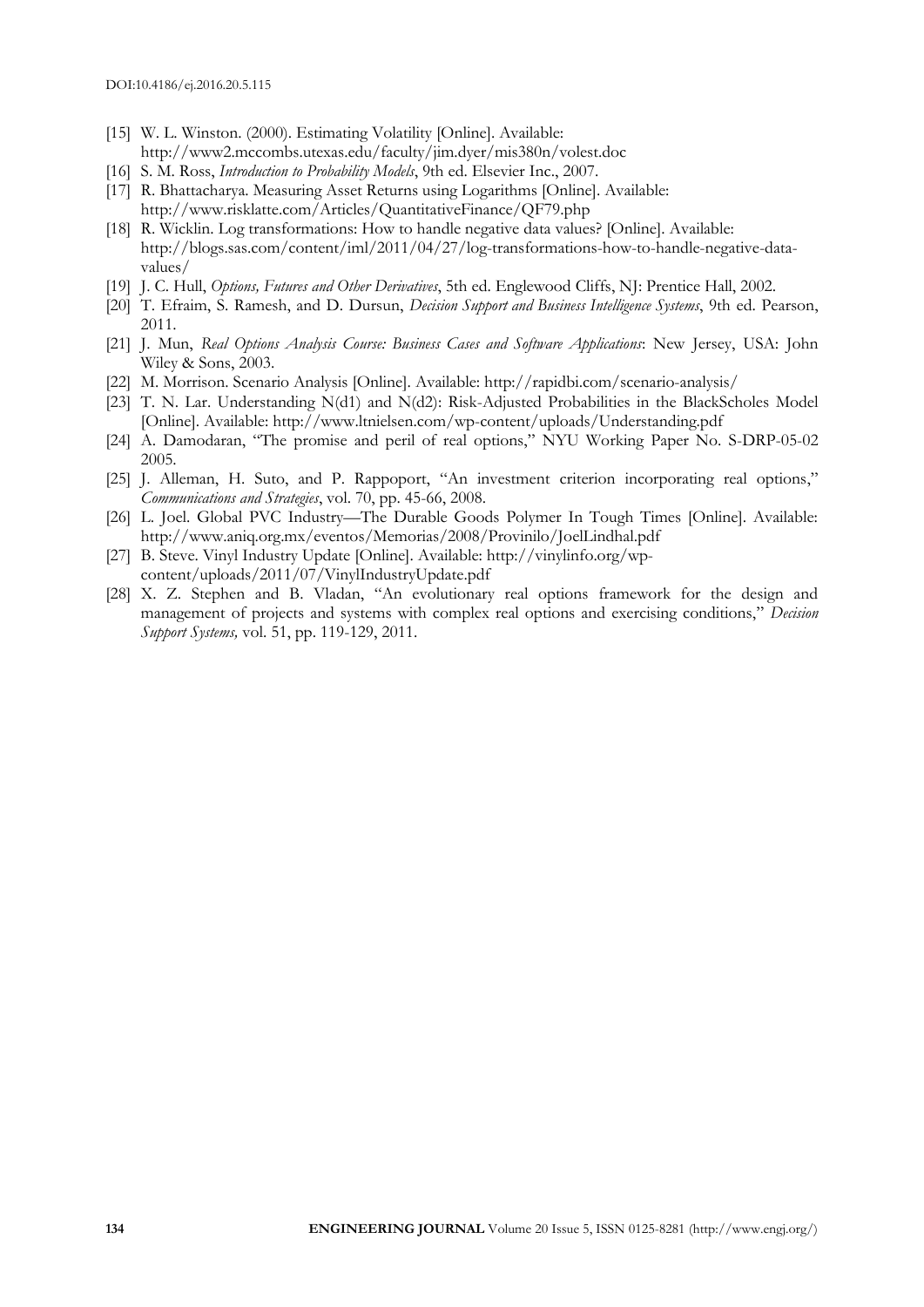[15] W. L. Winston. (2000). Estimating Volatility [Online]. Available: http://www2.mccombs.utexas.edu/faculty/jim.dyer/mis380n/volest.doc

[16] S. M. Ross, *Introduction to Probability Models*, 9th ed. Elsevier Inc., 2007.

[17] R. Bhattacharya. Measuring Asset Returns using Logarithms [Online]. Available: http://www.risklatte.com/Articles/QuantitativeFinance/QF79.php

[18] R. Wicklin. Log transformations: How to handle negative data values? [Online]. Available: http://blogs.sas.com/content/iml/2011/04/27/log-transformations-how-to-handle-negative-data-values/

[19] J. C. Hull, *Options, Futures and Other Derivatives*, 5th ed. Englewood Cliffs, NJ: Prentice Hall, 2002.

[20] T. Efraim, S. Ramesh, and D. Dursun, *Decision Support and Business Intelligence Systems*, 9th ed. Pearson, 2011.

[21] J. Mun, *Real Options Analysis Course: Business Cases and Software Applications*: New Jersey, USA: John Wiley & Sons, 2003.

[22] M. Morrison. Scenario Analysis [Online]. Available: http://rapidbi.com/scenario-analysis/

[23] T. N. Lar. Understanding N(d1) and N(d2): Risk-Adjusted Probabilities in the BlackScholes Model [Online]. Available: http://www.ltnielsen.com/wp-content/uploads/Understanding.pdf

[24] A. Damodaran, "The promise and peril of real options," NYU Working Paper No. S-DRP-05-02 2005.

[25] J. Alleman, H. Suto, and P. Rappoport, "An investment criterion incorporating real options," *Communications and Strategies*, vol. 70, pp. 45-66, 2008.

[26] L. Joel. Global PVC Industry—The Durable Goods Polymer In Tough Times [Online]. Available: http://www.aniq.org.mx/eventos/Memorias/2008/Provinilo/JoelLindhal.pdf

[27] B. Steve. Vinyl Industry Update [Online]. Available: http://vinylinfo.org/wp-content/uploads/2011/07/VinylIndustryUpdate.pdf

[28] X. Z. Stephen and B. Vladan, "An evolutionary real options framework for the design and management of projects and systems with complex real options and exercising conditions," *Decision Support Systems,* vol. 51, pp. 119-129, 2011.